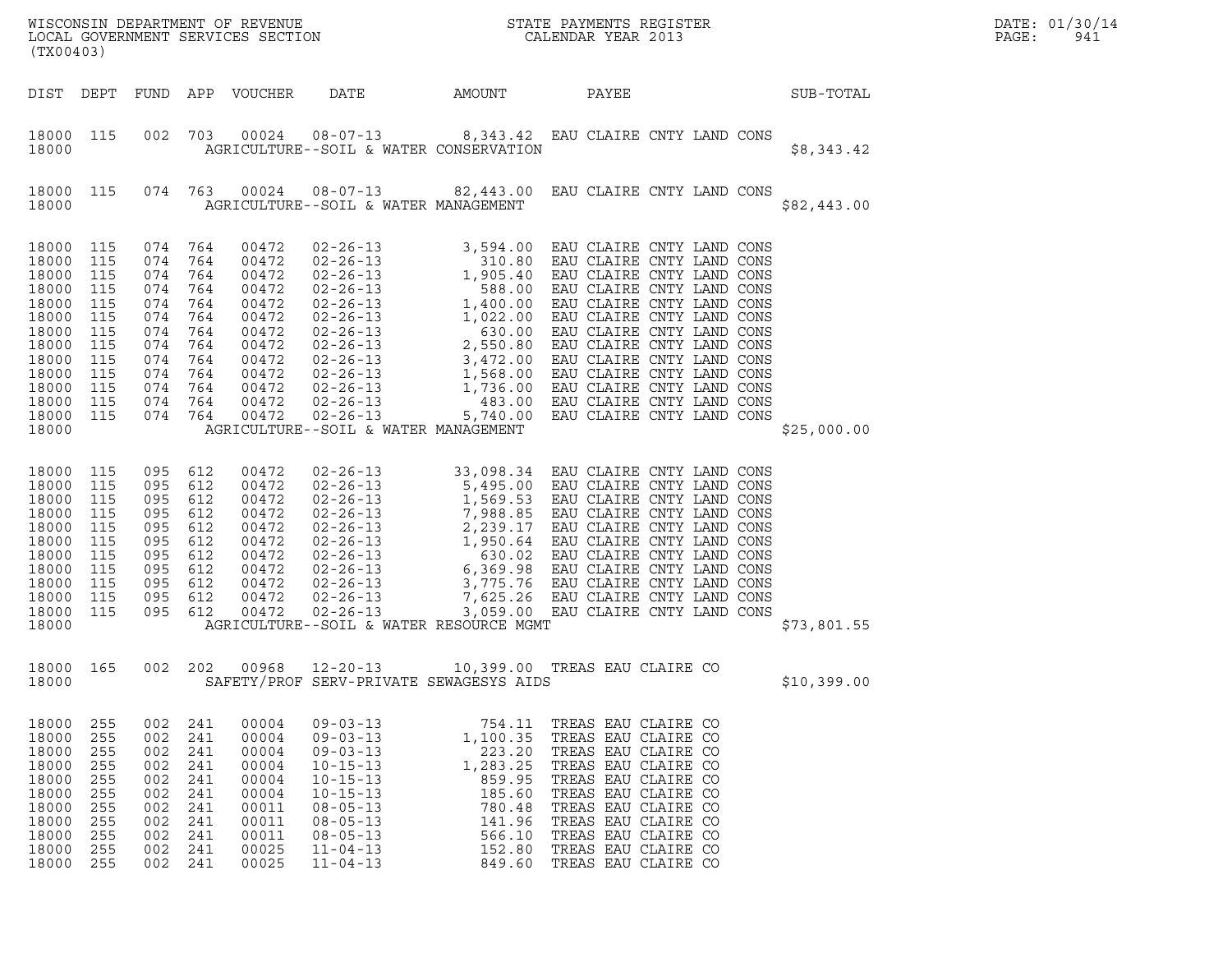WISCONSIN DEPARTMENT OF REVENUE
LOCAL GOVERNMENT SERVICES SECTION
(TX00403)

STATE PAYMENTS REGISTER
CALENDAR YEAR 2013

DATE: 01/30/14

| DIST | DEPT | FUND | APP | VOUCHER | DATE | AMOUNT | PAYEE | SUB-TOTAL |
|---|---|---|---|---|---|---|---|---|
| 18000 | 115 | 002 | 703 | 00024 | 08-07-13 | 8,343.42 | EAU CLAIRE CNTY LAND CONS | |
| 18000 | | | | | AGRICULTURE--SOIL & WATER CONSERVATION | | | $8,343.42 |
| 18000 | 115 | 074 | 763 | 00024 | 08-07-13 | 82,443.00 | EAU CLAIRE CNTY LAND CONS | |
| 18000 | | | | | AGRICULTURE--SOIL & WATER MANAGEMENT | | | $82,443.00 |
| 18000 | 115 | 074 | 764 | 00472 | 02-26-13 | 3,594.00 | EAU CLAIRE CNTY LAND CONS | |
| 18000 | 115 | 074 | 764 | 00472 | 02-26-13 | 310.80 | EAU CLAIRE CNTY LAND CONS | |
| 18000 | 115 | 074 | 764 | 00472 | 02-26-13 | 1,905.40 | EAU CLAIRE CNTY LAND CONS | |
| 18000 | 115 | 074 | 764 | 00472 | 02-26-13 | 588.00 | EAU CLAIRE CNTY LAND CONS | |
| 18000 | 115 | 074 | 764 | 00472 | 02-26-13 | 1,400.00 | EAU CLAIRE CNTY LAND CONS | |
| 18000 | 115 | 074 | 764 | 00472 | 02-26-13 | 1,022.00 | EAU CLAIRE CNTY LAND CONS | |
| 18000 | 115 | 074 | 764 | 00472 | 02-26-13 | 630.00 | EAU CLAIRE CNTY LAND CONS | |
| 18000 | 115 | 074 | 764 | 00472 | 02-26-13 | 2,550.80 | EAU CLAIRE CNTY LAND CONS | |
| 18000 | 115 | 074 | 764 | 00472 | 02-26-13 | 3,472.00 | EAU CLAIRE CNTY LAND CONS | |
| 18000 | 115 | 074 | 764 | 00472 | 02-26-13 | 1,568.00 | EAU CLAIRE CNTY LAND CONS | |
| 18000 | 115 | 074 | 764 | 00472 | 02-26-13 | 1,736.00 | EAU CLAIRE CNTY LAND CONS | |
| 18000 | 115 | 074 | 764 | 00472 | 02-26-13 | 483.00 | EAU CLAIRE CNTY LAND CONS | |
| 18000 | 115 | 074 | 764 | 00472 | 02-26-13 | 5,740.00 | EAU CLAIRE CNTY LAND CONS | |
| 18000 | | | | | AGRICULTURE--SOIL & WATER MANAGEMENT | | | $25,000.00 |
| 18000 | 115 | 095 | 612 | 00472 | 02-26-13 | 33,098.34 | EAU CLAIRE CNTY LAND CONS | |
| 18000 | 115 | 095 | 612 | 00472 | 02-26-13 | 5,495.00 | EAU CLAIRE CNTY LAND CONS | |
| 18000 | 115 | 095 | 612 | 00472 | 02-26-13 | 1,569.53 | EAU CLAIRE CNTY LAND CONS | |
| 18000 | 115 | 095 | 612 | 00472 | 02-26-13 | 7,988.85 | EAU CLAIRE CNTY LAND CONS | |
| 18000 | 115 | 095 | 612 | 00472 | 02-26-13 | 2,239.17 | EAU CLAIRE CNTY LAND CONS | |
| 18000 | 115 | 095 | 612 | 00472 | 02-26-13 | 1,950.64 | EAU CLAIRE CNTY LAND CONS | |
| 18000 | 115 | 095 | 612 | 00472 | 02-26-13 | 630.02 | EAU CLAIRE CNTY LAND CONS | |
| 18000 | 115 | 095 | 612 | 00472 | 02-26-13 | 6,369.98 | EAU CLAIRE CNTY LAND CONS | |
| 18000 | 115 | 095 | 612 | 00472 | 02-26-13 | 3,775.76 | EAU CLAIRE CNTY LAND CONS | |
| 18000 | 115 | 095 | 612 | 00472 | 02-26-13 | 7,625.26 | EAU CLAIRE CNTY LAND CONS | |
| 18000 | 115 | 095 | 612 | 00472 | 02-26-13 | 3,059.00 | EAU CLAIRE CNTY LAND CONS | |
| 18000 | | | | | AGRICULTURE--SOIL & WATER RESOURCE MGMT | | | $73,801.55 |
| 18000 | 165 | 002 | 202 | 00968 | 12-20-13 | 10,399.00 | TREAS EAU CLAIRE CO | |
| 18000 | | | | | SAFETY/PROF SERV-PRIVATE SEWAGESYS AIDS | | | $10,399.00 |
| 18000 | 255 | 002 | 241 | 00004 | 09-03-13 | 754.11 | TREAS EAU CLAIRE CO | |
| 18000 | 255 | 002 | 241 | 00004 | 09-03-13 | 1,100.35 | TREAS EAU CLAIRE CO | |
| 18000 | 255 | 002 | 241 | 00004 | 09-03-13 | 223.20 | TREAS EAU CLAIRE CO | |
| 18000 | 255 | 002 | 241 | 00004 | 10-15-13 | 1,283.25 | TREAS EAU CLAIRE CO | |
| 18000 | 255 | 002 | 241 | 00004 | 10-15-13 | 859.95 | TREAS EAU CLAIRE CO | |
| 18000 | 255 | 002 | 241 | 00004 | 10-15-13 | 185.60 | TREAS EAU CLAIRE CO | |
| 18000 | 255 | 002 | 241 | 00011 | 08-05-13 | 780.48 | TREAS EAU CLAIRE CO | |
| 18000 | 255 | 002 | 241 | 00011 | 08-05-13 | 141.96 | TREAS EAU CLAIRE CO | |
| 18000 | 255 | 002 | 241 | 00011 | 08-05-13 | 566.10 | TREAS EAU CLAIRE CO | |
| 18000 | 255 | 002 | 241 | 00025 | 11-04-13 | 152.80 | TREAS EAU CLAIRE CO | |
| 18000 | 255 | 002 | 241 | 00025 | 11-04-13 | 849.60 | TREAS EAU CLAIRE CO | |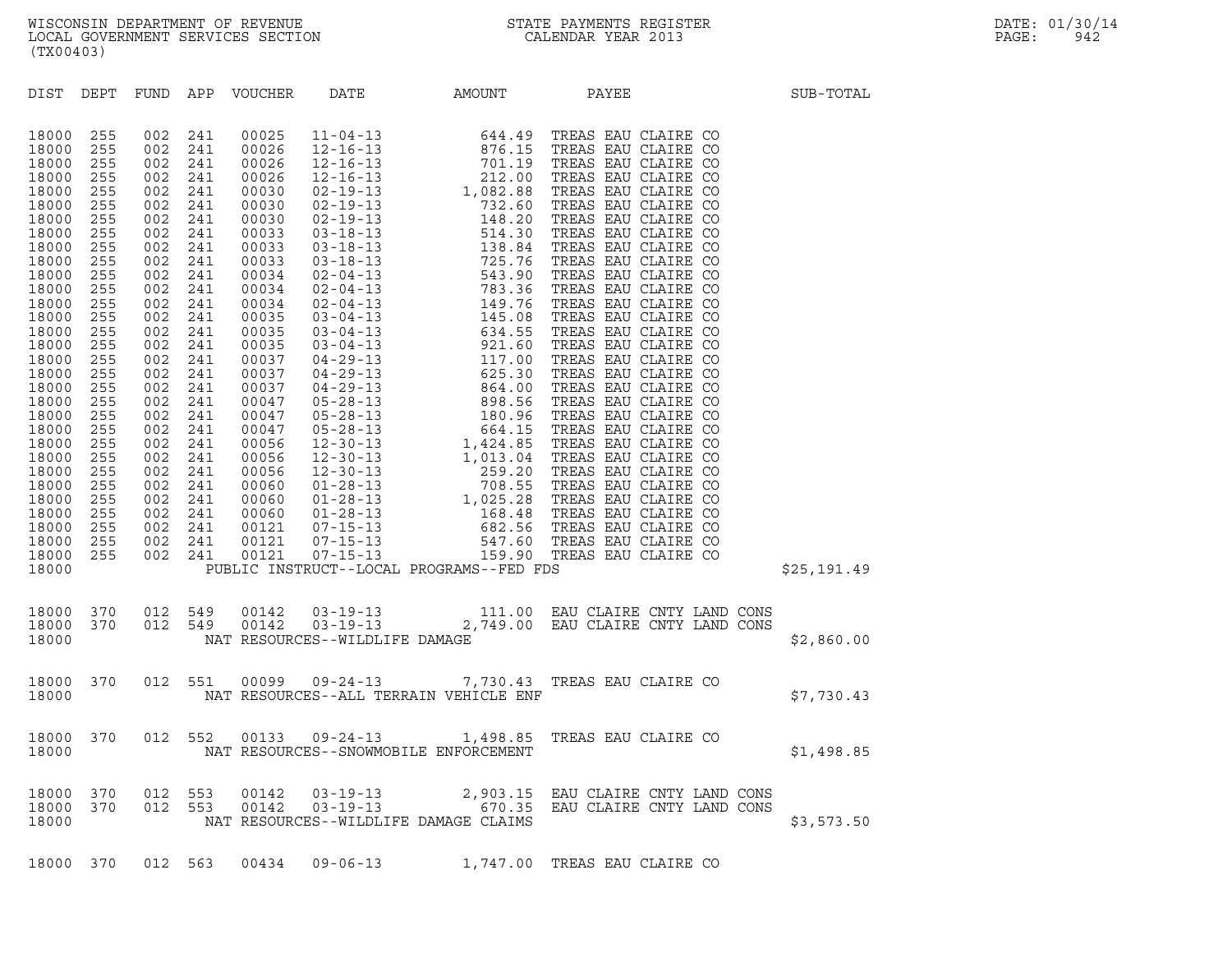WISCONSIN DEPARTMENT OF REVENUE
LOCAL GOVERNMENT SERVICES SECTION
(TX00403)

STATE PAYMENTS REGISTER
CALENDAR YEAR 2013

DATE: 01/30/14
PAGE: 942

| DIST | DEPT | FUND | APP | VOUCHER | DATE | AMOUNT | PAYEE | SUB-TOTAL |
|---|---|---|---|---|---|---|---|---|
| 18000 | 255 | 002 | 241 | 00025 | 11-04-13 | 644.49 | TREAS EAU CLAIRE CO | |
| 18000 | 255 | 002 | 241 | 00026 | 12-16-13 | 876.15 | TREAS EAU CLAIRE CO | |
| 18000 | 255 | 002 | 241 | 00026 | 12-16-13 | 701.19 | TREAS EAU CLAIRE CO | |
| 18000 | 255 | 002 | 241 | 00026 | 12-16-13 | 212.00 | TREAS EAU CLAIRE CO | |
| 18000 | 255 | 002 | 241 | 00030 | 02-19-13 | 1,082.88 | TREAS EAU CLAIRE CO | |
| 18000 | 255 | 002 | 241 | 00030 | 02-19-13 | 732.60 | TREAS EAU CLAIRE CO | |
| 18000 | 255 | 002 | 241 | 00030 | 02-19-13 | 148.20 | TREAS EAU CLAIRE CO | |
| 18000 | 255 | 002 | 241 | 00033 | 03-18-13 | 514.30 | TREAS EAU CLAIRE CO | |
| 18000 | 255 | 002 | 241 | 00033 | 03-18-13 | 138.84 | TREAS EAU CLAIRE CO | |
| 18000 | 255 | 002 | 241 | 00033 | 03-18-13 | 725.76 | TREAS EAU CLAIRE CO | |
| 18000 | 255 | 002 | 241 | 00034 | 02-04-13 | 543.90 | TREAS EAU CLAIRE CO | |
| 18000 | 255 | 002 | 241 | 00034 | 02-04-13 | 783.36 | TREAS EAU CLAIRE CO | |
| 18000 | 255 | 002 | 241 | 00034 | 02-04-13 | 149.76 | TREAS EAU CLAIRE CO | |
| 18000 | 255 | 002 | 241 | 00035 | 03-04-13 | 145.08 | TREAS EAU CLAIRE CO | |
| 18000 | 255 | 002 | 241 | 00035 | 03-04-13 | 634.55 | TREAS EAU CLAIRE CO | |
| 18000 | 255 | 002 | 241 | 00035 | 03-04-13 | 921.60 | TREAS EAU CLAIRE CO | |
| 18000 | 255 | 002 | 241 | 00037 | 04-29-13 | 117.00 | TREAS EAU CLAIRE CO | |
| 18000 | 255 | 002 | 241 | 00037 | 04-29-13 | 625.30 | TREAS EAU CLAIRE CO | |
| 18000 | 255 | 002 | 241 | 00037 | 04-29-13 | 864.00 | TREAS EAU CLAIRE CO | |
| 18000 | 255 | 002 | 241 | 00047 | 05-28-13 | 898.56 | TREAS EAU CLAIRE CO | |
| 18000 | 255 | 002 | 241 | 00047 | 05-28-13 | 180.96 | TREAS EAU CLAIRE CO | |
| 18000 | 255 | 002 | 241 | 00047 | 05-28-13 | 664.15 | TREAS EAU CLAIRE CO | |
| 18000 | 255 | 002 | 241 | 00056 | 12-30-13 | 1,424.85 | TREAS EAU CLAIRE CO | |
| 18000 | 255 | 002 | 241 | 00056 | 12-30-13 | 1,013.04 | TREAS EAU CLAIRE CO | |
| 18000 | 255 | 002 | 241 | 00056 | 12-30-13 | 259.20 | TREAS EAU CLAIRE CO | |
| 18000 | 255 | 002 | 241 | 00060 | 01-28-13 | 708.55 | TREAS EAU CLAIRE CO | |
| 18000 | 255 | 002 | 241 | 00060 | 01-28-13 | 1,025.28 | TREAS EAU CLAIRE CO | |
| 18000 | 255 | 002 | 241 | 00060 | 01-28-13 | 168.48 | TREAS EAU CLAIRE CO | |
| 18000 | 255 | 002 | 241 | 00121 | 07-15-13 | 682.56 | TREAS EAU CLAIRE CO | |
| 18000 | 255 | 002 | 241 | 00121 | 07-15-13 | 547.60 | TREAS EAU CLAIRE CO | |
| 18000 | 255 | 002 | 241 | 00121 | 07-15-13 | 159.90 | TREAS EAU CLAIRE CO | |
| 18000 | | | | PUBLIC INSTRUCT--LOCAL PROGRAMS--FED FDS | | | | $25,191.49 |
| 18000 | 370 | 012 | 549 | 00142 | 03-19-13 | 111.00 | EAU CLAIRE CNTY LAND CONS | |
| 18000 | 370 | 012 | 549 | 00142 | 03-19-13 | 2,749.00 | EAU CLAIRE CNTY LAND CONS | |
| 18000 | | | | NAT RESOURCES--WILDLIFE DAMAGE | | | | $2,860.00 |
| 18000 | 370 | 012 | 551 | 00099 | 09-24-13 | 7,730.43 | TREAS EAU CLAIRE CO | |
| 18000 | | | | NAT RESOURCES--ALL TERRAIN VEHICLE ENF | | | | $7,730.43 |
| 18000 | 370 | 012 | 552 | 00133 | 09-24-13 | 1,498.85 | TREAS EAU CLAIRE CO | |
| 18000 | | | | NAT RESOURCES--SNOWMOBILE ENFORCEMENT | | | | $1,498.85 |
| 18000 | 370 | 012 | 553 | 00142 | 03-19-13 | 2,903.15 | EAU CLAIRE CNTY LAND CONS | |
| 18000 | 370 | 012 | 553 | 00142 | 03-19-13 | 670.35 | EAU CLAIRE CNTY LAND CONS | |
| 18000 | | | | NAT RESOURCES--WILDLIFE DAMAGE CLAIMS | | | | $3,573.50 |
| 18000 | 370 | 012 | 563 | 00434 | 09-06-13 | 1,747.00 | TREAS EAU CLAIRE CO | |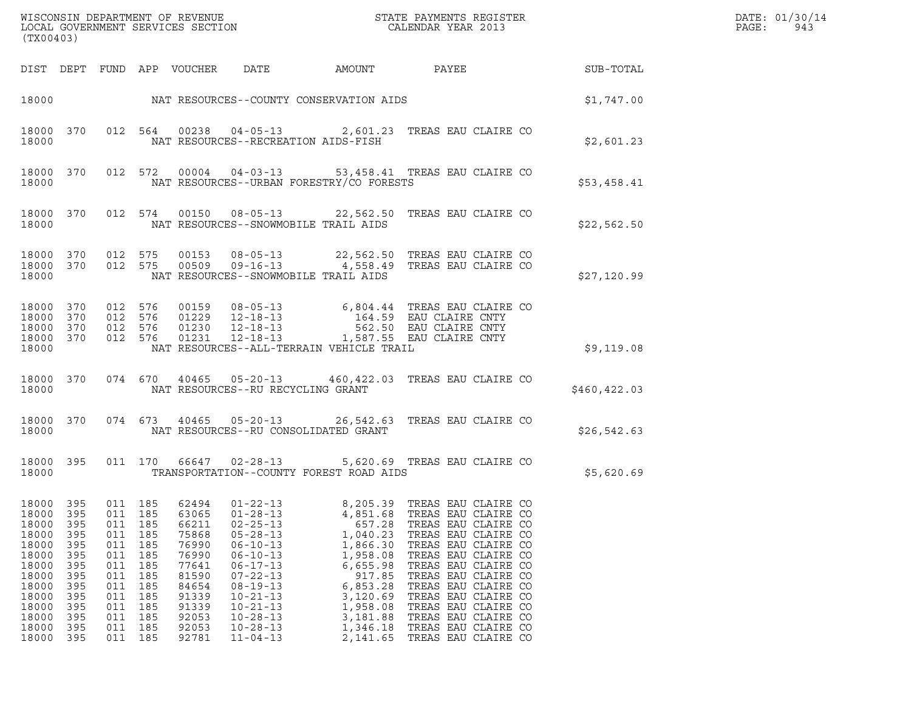WISCONSIN DEPARTMENT OF REVENUE
LOCAL GOVERNMENT SERVICES SECTION
(TX00403)

STATE PAYMENTS REGISTER
CALENDAR YEAR 2013

DATE: 01/30/14
PAGE: 943

| DIST | DEPT | FUND | APP | VOUCHER | DATE | AMOUNT | PAYEE | SUB-TOTAL |
|---|---|---|---|---|---|---|---|---|
| 18000 | | | | | NAT RESOURCES--COUNTY CONSERVATION AIDS | | | $1,747.00 |
| 18000 | 370 | 012 | 564 | 00238 | 04-05-13 | 2,601.23 | TREAS EAU CLAIRE CO | |
| 18000 | | | | | NAT RESOURCES--RECREATION AIDS-FISH | | | $2,601.23 |
| 18000 | 370 | 012 | 572 | 00004 | 04-03-13 | 53,458.41 | TREAS EAU CLAIRE CO | |
| 18000 | | | | | NAT RESOURCES--URBAN FORESTRY/CO FORESTS | | | $53,458.41 |
| 18000 | 370 | 012 | 574 | 00150 | 08-05-13 | 22,562.50 | TREAS EAU CLAIRE CO | |
| 18000 | | | | | NAT RESOURCES--SNOWMOBILE TRAIL AIDS | | | $22,562.50 |
| 18000 | 370 | 012 | 575 | 00153 | 08-05-13 | 22,562.50 | TREAS EAU CLAIRE CO | |
| 18000 | 370 | 012 | 575 | 00509 | 09-16-13 | 4,558.49 | TREAS EAU CLAIRE CO | |
| 18000 | | | | | NAT RESOURCES--SNOWMOBILE TRAIL AIDS | | | $27,120.99 |
| 18000 | 370 | 012 | 576 | 00159 | 08-05-13 | 6,804.44 | TREAS EAU CLAIRE CO | |
| 18000 | 370 | 012 | 576 | 01229 | 12-18-13 | 164.59 | EAU CLAIRE CNTY | |
| 18000 | 370 | 012 | 576 | 01230 | 12-18-13 | 562.50 | EAU CLAIRE CNTY | |
| 18000 | 370 | 012 | 576 | 01231 | 12-18-13 | 1,587.55 | EAU CLAIRE CNTY | |
| 18000 | | | | | NAT RESOURCES--ALL-TERRAIN VEHICLE TRAIL | | | $9,119.08 |
| 18000 | 370 | 074 | 670 | 40465 | 05-20-13 | 460,422.03 | TREAS EAU CLAIRE CO | |
| 18000 | | | | | NAT RESOURCES--RU RECYCLING GRANT | | | $460,422.03 |
| 18000 | 370 | 074 | 673 | 40465 | 05-20-13 | 26,542.63 | TREAS EAU CLAIRE CO | |
| 18000 | | | | | NAT RESOURCES--RU CONSOLIDATED GRANT | | | $26,542.63 |
| 18000 | 395 | 011 | 170 | 66647 | 02-28-13 | 5,620.69 | TREAS EAU CLAIRE CO | |
| 18000 | | | | | TRANSPORTATION--COUNTY FOREST ROAD AIDS | | | $5,620.69 |
| 18000 | 395 | 011 | 185 | 62494 | 01-22-13 | 8,205.39 | TREAS EAU CLAIRE CO | |
| 18000 | 395 | 011 | 185 | 63065 | 01-28-13 | 4,851.68 | TREAS EAU CLAIRE CO | |
| 18000 | 395 | 011 | 185 | 66211 | 02-25-13 | 657.28 | TREAS EAU CLAIRE CO | |
| 18000 | 395 | 011 | 185 | 75868 | 05-28-13 | 1,040.23 | TREAS EAU CLAIRE CO | |
| 18000 | 395 | 011 | 185 | 76990 | 06-10-13 | 1,866.30 | TREAS EAU CLAIRE CO | |
| 18000 | 395 | 011 | 185 | 76990 | 06-10-13 | 1,958.08 | TREAS EAU CLAIRE CO | |
| 18000 | 395 | 011 | 185 | 77641 | 06-17-13 | 6,655.98 | TREAS EAU CLAIRE CO | |
| 18000 | 395 | 011 | 185 | 81590 | 07-22-13 | 917.85 | TREAS EAU CLAIRE CO | |
| 18000 | 395 | 011 | 185 | 84654 | 08-19-13 | 6,853.28 | TREAS EAU CLAIRE CO | |
| 18000 | 395 | 011 | 185 | 91339 | 10-21-13 | 3,120.69 | TREAS EAU CLAIRE CO | |
| 18000 | 395 | 011 | 185 | 91339 | 10-21-13 | 1,958.08 | TREAS EAU CLAIRE CO | |
| 18000 | 395 | 011 | 185 | 92053 | 10-28-13 | 3,181.88 | TREAS EAU CLAIRE CO | |
| 18000 | 395 | 011 | 185 | 92053 | 10-28-13 | 1,346.18 | TREAS EAU CLAIRE CO | |
| 18000 | 395 | 011 | 185 | 92781 | 11-04-13 | 2,141.65 | TREAS EAU CLAIRE CO | |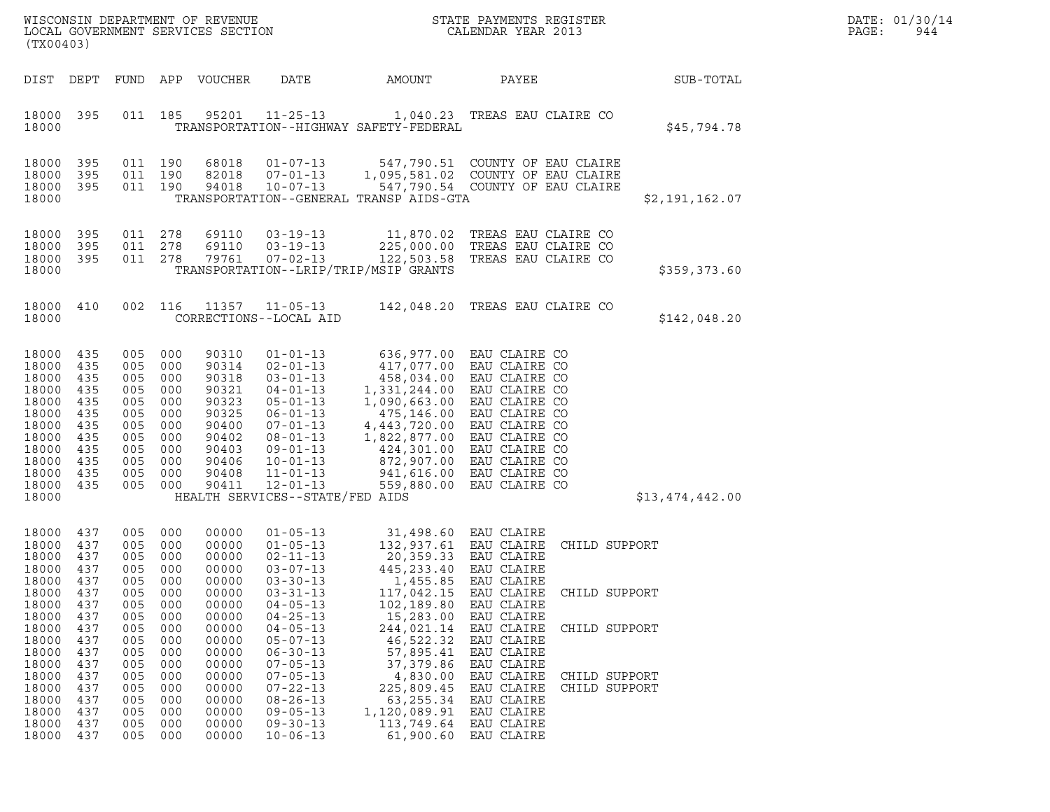WISCONSIN DEPARTMENT OF REVENUE
LOCAL GOVERNMENT SERVICES SECTION
(TX00403)

STATE PAYMENTS REGISTER
CALENDAR YEAR 2013

DATE: 01/30/14
PAGE: 944

| DIST | DEPT | FUND | APP | VOUCHER | DATE | AMOUNT | PAYEE | SUB-TOTAL |
|---|---|---|---|---|---|---|---|---|
| 18000 | 395 | 011 | 185 | 95201 | 11-25-13 | 1,040.23 | TREAS EAU CLAIRE CO | |
| 18000 | | | | | TRANSPORTATION--HIGHWAY SAFETY-FEDERAL | | | $45,794.78 |
| 18000 | 395 | 011 | 190 | 68018 | 01-07-13 | 547,790.51 | COUNTY OF EAU CLAIRE | |
| 18000 | 395 | 011 | 190 | 82018 | 07-01-13 | 1,095,581.02 | COUNTY OF EAU CLAIRE | |
| 18000 | 395 | 011 | 190 | 94018 | 10-07-13 | 547,790.54 | COUNTY OF EAU CLAIRE | |
| 18000 | | | | | TRANSPORTATION--GENERAL TRANSP AIDS-GTA | | | $2,191,162.07 |
| 18000 | 395 | 011 | 278 | 69110 | 03-19-13 | 11,870.02 | TREAS EAU CLAIRE CO | |
| 18000 | 395 | 011 | 278 | 69110 | 03-19-13 | 225,000.00 | TREAS EAU CLAIRE CO | |
| 18000 | 395 | 011 | 278 | 79761 | 07-02-13 | 122,503.58 | TREAS EAU CLAIRE CO | |
| 18000 | | | | | TRANSPORTATION--LRIP/TRIP/MSIP GRANTS | | | $359,373.60 |
| 18000 | 410 | 002 | 116 | 11357 | 11-05-13 | 142,048.20 | TREAS EAU CLAIRE CO | |
| 18000 | | | | | CORRECTIONS--LOCAL AID | | | $142,048.20 |
| 18000 | 435 | 005 | 000 | 90310 | 01-01-13 | 636,977.00 | EAU CLAIRE CO | |
| 18000 | 435 | 005 | 000 | 90314 | 02-01-13 | 417,077.00 | EAU CLAIRE CO | |
| 18000 | 435 | 005 | 000 | 90318 | 03-01-13 | 458,034.00 | EAU CLAIRE CO | |
| 18000 | 435 | 005 | 000 | 90321 | 04-01-13 | 1,331,244.00 | EAU CLAIRE CO | |
| 18000 | 435 | 005 | 000 | 90323 | 05-01-13 | 1,090,663.00 | EAU CLAIRE CO | |
| 18000 | 435 | 005 | 000 | 90325 | 06-01-13 | 475,146.00 | EAU CLAIRE CO | |
| 18000 | 435 | 005 | 000 | 90400 | 07-01-13 | 4,443,720.00 | EAU CLAIRE CO | |
| 18000 | 435 | 005 | 000 | 90402 | 08-01-13 | 1,822,877.00 | EAU CLAIRE CO | |
| 18000 | 435 | 005 | 000 | 90403 | 09-01-13 | 424,301.00 | EAU CLAIRE CO | |
| 18000 | 435 | 005 | 000 | 90406 | 10-01-13 | 872,907.00 | EAU CLAIRE CO | |
| 18000 | 435 | 005 | 000 | 90408 | 11-01-13 | 941,616.00 | EAU CLAIRE CO | |
| 18000 | 435 | 005 | 000 | 90411 | 12-01-13 | 559,880.00 | EAU CLAIRE CO | |
| 18000 | | | | | HEALTH SERVICES--STATE/FED AIDS | | | $13,474,442.00 |
| 18000 | 437 | 005 | 000 | 00000 | 01-05-13 | 31,498.60 | EAU CLAIRE | |
| 18000 | 437 | 005 | 000 | 00000 | 01-05-13 | 132,937.61 | EAU CLAIRE CHILD SUPPORT | |
| 18000 | 437 | 005 | 000 | 00000 | 02-11-13 | 20,359.33 | EAU CLAIRE | |
| 18000 | 437 | 005 | 000 | 00000 | 03-07-13 | 445,233.40 | EAU CLAIRE | |
| 18000 | 437 | 005 | 000 | 00000 | 03-30-13 | 1,455.85 | EAU CLAIRE | |
| 18000 | 437 | 005 | 000 | 00000 | 03-31-13 | 117,042.15 | EAU CLAIRE CHILD SUPPORT | |
| 18000 | 437 | 005 | 000 | 00000 | 04-05-13 | 102,189.80 | EAU CLAIRE | |
| 18000 | 437 | 005 | 000 | 00000 | 04-25-13 | 15,283.00 | EAU CLAIRE | |
| 18000 | 437 | 005 | 000 | 00000 | 04-05-13 | 244,021.14 | EAU CLAIRE CHILD SUPPORT | |
| 18000 | 437 | 005 | 000 | 00000 | 05-07-13 | 46,522.32 | EAU CLAIRE | |
| 18000 | 437 | 005 | 000 | 00000 | 06-30-13 | 57,895.41 | EAU CLAIRE | |
| 18000 | 437 | 005 | 000 | 00000 | 07-05-13 | 37,379.86 | EAU CLAIRE | |
| 18000 | 437 | 005 | 000 | 00000 | 07-05-13 | 4,830.00 | EAU CLAIRE CHILD SUPPORT | |
| 18000 | 437 | 005 | 000 | 00000 | 07-22-13 | 225,809.45 | EAU CLAIRE CHILD SUPPORT | |
| 18000 | 437 | 005 | 000 | 00000 | 08-26-13 | 63,255.34 | EAU CLAIRE | |
| 18000 | 437 | 005 | 000 | 00000 | 09-05-13 | 1,120,089.91 | EAU CLAIRE | |
| 18000 | 437 | 005 | 000 | 00000 | 09-30-13 | 113,749.64 | EAU CLAIRE | |
| 18000 | 437 | 005 | 000 | 00000 | 10-06-13 | 61,900.60 | EAU CLAIRE | |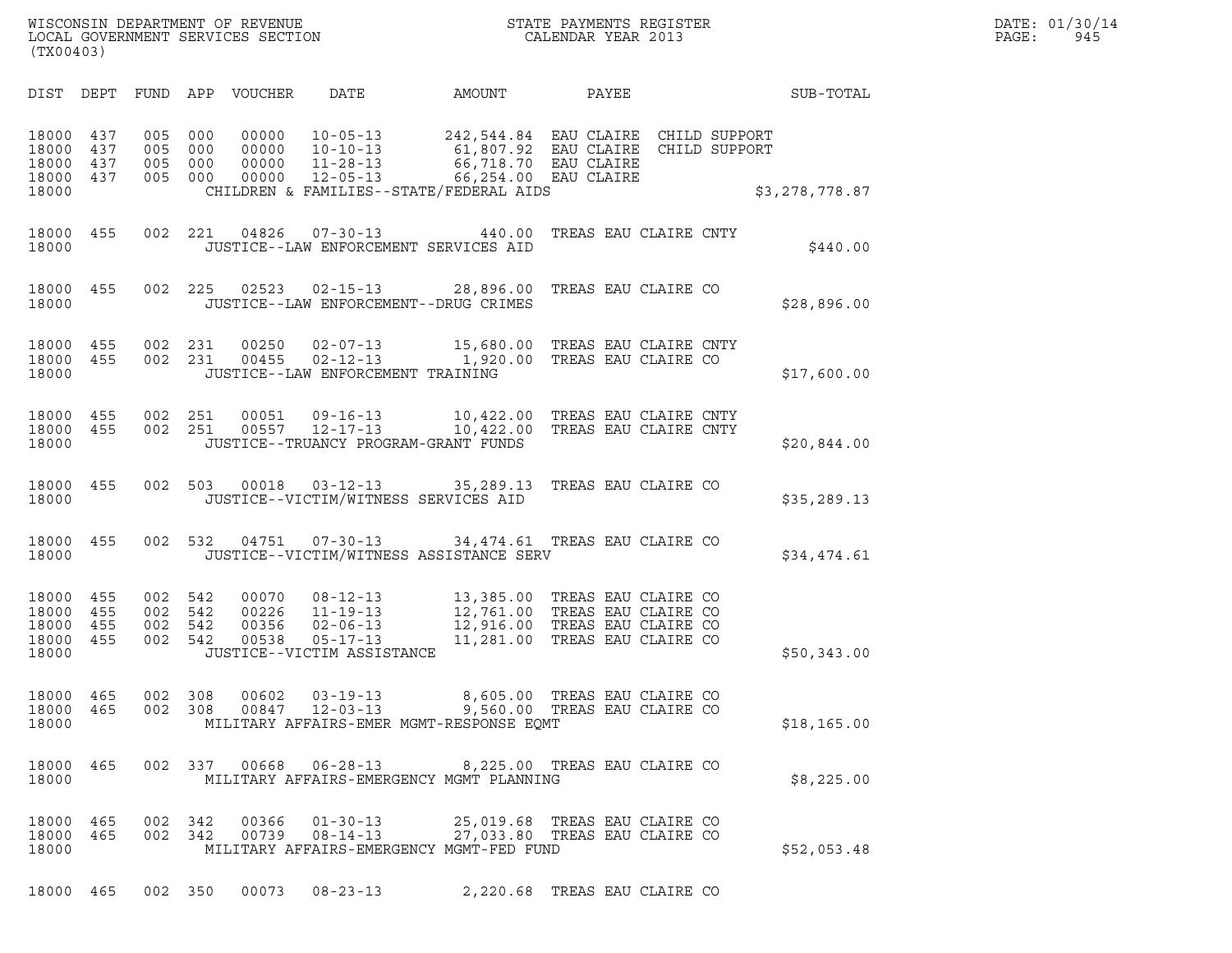WISCONSIN DEPARTMENT OF REVENUE
LOCAL GOVERNMENT SERVICES SECTION
(TX00403)

STATE PAYMENTS REGISTER
CALENDAR YEAR 2013

DATE: 01/30/14
PAGE: 945

| DIST | DEPT | FUND | APP | VOUCHER | DATE | AMOUNT | PAYEE | SUB-TOTAL |
|---|---|---|---|---|---|---|---|---|
| 18000 | 437 | 005 | 000 | 00000 | 10-05-13 | 242,544.84 | EAU CLAIRE CHILD SUPPORT | |
| 18000 | 437 | 005 | 000 | 00000 | 10-10-13 | 61,807.92 | EAU CLAIRE CHILD SUPPORT | |
| 18000 | 437 | 005 | 000 | 00000 | 11-28-13 | 66,718.70 | EAU CLAIRE | |
| 18000 | 437 | 005 | 000 | 00000 | 12-05-13 | 66,254.00 | EAU CLAIRE | |
| 18000 | | | | | CHILDREN & FAMILIES--STATE/FEDERAL AIDS | | | $3,278,778.87 |
| 18000 | 455 | 002 | 221 | 04826 | 07-30-13 | 440.00 | TREAS EAU CLAIRE CNTY | |
| 18000 | | | | | JUSTICE--LAW ENFORCEMENT SERVICES AID | | | $440.00 |
| 18000 | 455 | 002 | 225 | 02523 | 02-15-13 | 28,896.00 | TREAS EAU CLAIRE CO | |
| 18000 | | | | | JUSTICE--LAW ENFORCEMENT--DRUG CRIMES | | | $28,896.00 |
| 18000 | 455 | 002 | 231 | 00250 | 02-07-13 | 15,680.00 | TREAS EAU CLAIRE CNTY | |
| 18000 | 455 | 002 | 231 | 00455 | 02-12-13 | 1,920.00 | TREAS EAU CLAIRE CO | |
| 18000 | | | | | JUSTICE--LAW ENFORCEMENT TRAINING | | | $17,600.00 |
| 18000 | 455 | 002 | 251 | 00051 | 09-16-13 | 10,422.00 | TREAS EAU CLAIRE CNTY | |
| 18000 | 455 | 002 | 251 | 00557 | 12-17-13 | 10,422.00 | TREAS EAU CLAIRE CNTY | |
| 18000 | | | | | JUSTICE--TRUANCY PROGRAM-GRANT FUNDS | | | $20,844.00 |
| 18000 | 455 | 002 | 503 | 00018 | 03-12-13 | 35,289.13 | TREAS EAU CLAIRE CO | |
| 18000 | | | | | JUSTICE--VICTIM/WITNESS SERVICES AID | | | $35,289.13 |
| 18000 | 455 | 002 | 532 | 04751 | 07-30-13 | 34,474.61 | TREAS EAU CLAIRE CO | |
| 18000 | | | | | JUSTICE--VICTIM/WITNESS ASSISTANCE SERV | | | $34,474.61 |
| 18000 | 455 | 002 | 542 | 00070 | 08-12-13 | 13,385.00 | TREAS EAU CLAIRE CO | |
| 18000 | 455 | 002 | 542 | 00226 | 11-19-13 | 12,761.00 | TREAS EAU CLAIRE CO | |
| 18000 | 455 | 002 | 542 | 00356 | 02-06-13 | 12,916.00 | TREAS EAU CLAIRE CO | |
| 18000 | 455 | 002 | 542 | 00538 | 05-17-13 | 11,281.00 | TREAS EAU CLAIRE CO | |
| 18000 | | | | | JUSTICE--VICTIM ASSISTANCE | | | $50,343.00 |
| 18000 | 465 | 002 | 308 | 00602 | 03-19-13 | 8,605.00 | TREAS EAU CLAIRE CO | |
| 18000 | 465 | 002 | 308 | 00847 | 12-03-13 | 9,560.00 | TREAS EAU CLAIRE CO | |
| 18000 | | | | | MILITARY AFFAIRS-EMER MGMT-RESPONSE EQMT | | | $18,165.00 |
| 18000 | 465 | 002 | 337 | 00668 | 06-28-13 | 8,225.00 | TREAS EAU CLAIRE CO | |
| 18000 | | | | | MILITARY AFFAIRS-EMERGENCY MGMT PLANNING | | | $8,225.00 |
| 18000 | 465 | 002 | 342 | 00366 | 01-30-13 | 25,019.68 | TREAS EAU CLAIRE CO | |
| 18000 | 465 | 002 | 342 | 00739 | 08-14-13 | 27,033.80 | TREAS EAU CLAIRE CO | |
| 18000 | | | | | MILITARY AFFAIRS-EMERGENCY MGMT-FED FUND | | | $52,053.48 |
| 18000 | 465 | 002 | 350 | 00073 | 08-23-13 | 2,220.68 | TREAS EAU CLAIRE CO | |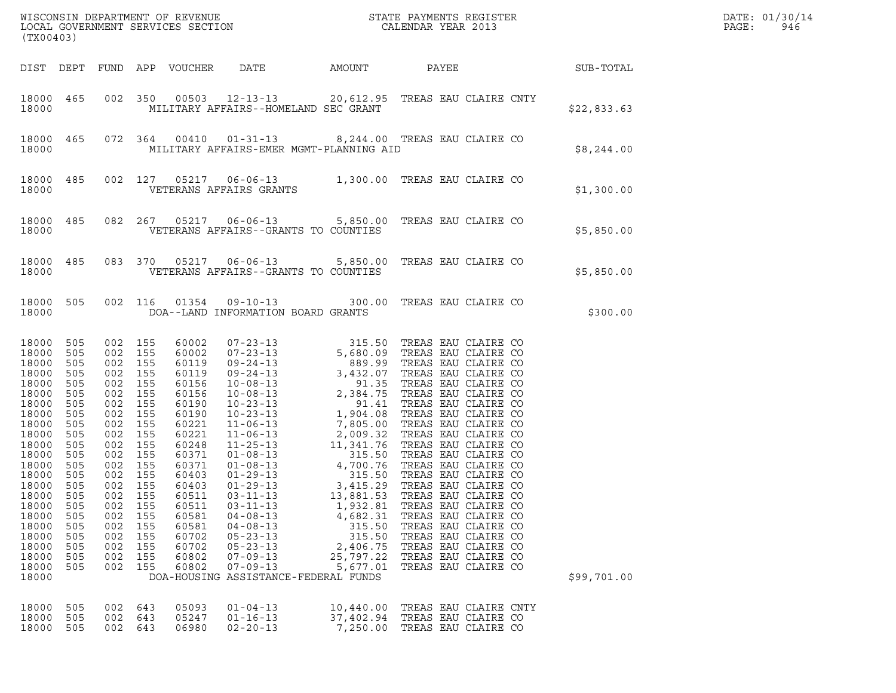WISCONSIN DEPARTMENT OF REVENUE
LOCAL GOVERNMENT SERVICES SECTION
(TX00403)

STATE PAYMENTS REGISTER
CALENDAR YEAR 2013

DATE: 01/30/14
PAGE: 946

| DIST | DEPT | FUND | APP | VOUCHER | DATE | AMOUNT | PAYEE | SUB-TOTAL |
|---|---|---|---|---|---|---|---|---|
| 18000 | 465 | 002 | 350 | 00503 | 12-13-13 | 20,612.95 | TREAS EAU CLAIRE CNTY | |
| 18000 | | | | | MILITARY AFFAIRS--HOMELAND SEC GRANT | | | $22,833.63 |
| 18000 | 465 | 072 | 364 | 00410 | 01-31-13 | 8,244.00 | TREAS EAU CLAIRE CO | |
| 18000 | | | | | MILITARY AFFAIRS-EMER MGMT-PLANNING AID | | | $8,244.00 |
| 18000 | 485 | 002 | 127 | 05217 | 06-06-13 | 1,300.00 | TREAS EAU CLAIRE CO | |
| 18000 | | | | | VETERANS AFFAIRS GRANTS | | | $1,300.00 |
| 18000 | 485 | 082 | 267 | 05217 | 06-06-13 | 5,850.00 | TREAS EAU CLAIRE CO | |
| 18000 | | | | | VETERANS AFFAIRS--GRANTS TO COUNTIES | | | $5,850.00 |
| 18000 | 485 | 083 | 370 | 05217 | 06-06-13 | 5,850.00 | TREAS EAU CLAIRE CO | |
| 18000 | | | | | VETERANS AFFAIRS--GRANTS TO COUNTIES | | | $5,850.00 |
| 18000 | 505 | 002 | 116 | 01354 | 09-10-13 | 300.00 | TREAS EAU CLAIRE CO | |
| 18000 | | | | | DOA--LAND INFORMATION BOARD GRANTS | | | $300.00 |
| 18000 | 505 | 002 | 155 | 60002 | 07-23-13 | 315.50 | TREAS EAU CLAIRE CO | |
| 18000 | 505 | 002 | 155 | 60002 | 07-23-13 | 5,680.09 | TREAS EAU CLAIRE CO | |
| 18000 | 505 | 002 | 155 | 60119 | 09-24-13 | 889.99 | TREAS EAU CLAIRE CO | |
| 18000 | 505 | 002 | 155 | 60119 | 09-24-13 | 3,432.07 | TREAS EAU CLAIRE CO | |
| 18000 | 505 | 002 | 155 | 60156 | 10-08-13 | 91.35 | TREAS EAU CLAIRE CO | |
| 18000 | 505 | 002 | 155 | 60156 | 10-08-13 | 2,384.75 | TREAS EAU CLAIRE CO | |
| 18000 | 505 | 002 | 155 | 60190 | 10-23-13 | 91.41 | TREAS EAU CLAIRE CO | |
| 18000 | 505 | 002 | 155 | 60190 | 10-23-13 | 1,904.08 | TREAS EAU CLAIRE CO | |
| 18000 | 505 | 002 | 155 | 60221 | 11-06-13 | 7,805.00 | TREAS EAU CLAIRE CO | |
| 18000 | 505 | 002 | 155 | 60221 | 11-06-13 | 2,009.32 | TREAS EAU CLAIRE CO | |
| 18000 | 505 | 002 | 155 | 60248 | 11-25-13 | 11,341.76 | TREAS EAU CLAIRE CO | |
| 18000 | 505 | 002 | 155 | 60371 | 01-08-13 | 315.50 | TREAS EAU CLAIRE CO | |
| 18000 | 505 | 002 | 155 | 60371 | 01-08-13 | 4,700.76 | TREAS EAU CLAIRE CO | |
| 18000 | 505 | 002 | 155 | 60403 | 01-29-13 | 315.50 | TREAS EAU CLAIRE CO | |
| 18000 | 505 | 002 | 155 | 60403 | 01-29-13 | 3,415.29 | TREAS EAU CLAIRE CO | |
| 18000 | 505 | 002 | 155 | 60511 | 03-11-13 | 13,881.53 | TREAS EAU CLAIRE CO | |
| 18000 | 505 | 002 | 155 | 60511 | 03-11-13 | 1,932.81 | TREAS EAU CLAIRE CO | |
| 18000 | 505 | 002 | 155 | 60581 | 04-08-13 | 4,682.31 | TREAS EAU CLAIRE CO | |
| 18000 | 505 | 002 | 155 | 60581 | 04-08-13 | 315.50 | TREAS EAU CLAIRE CO | |
| 18000 | 505 | 002 | 155 | 60702 | 05-23-13 | 315.50 | TREAS EAU CLAIRE CO | |
| 18000 | 505 | 002 | 155 | 60702 | 05-23-13 | 2,406.75 | TREAS EAU CLAIRE CO | |
| 18000 | 505 | 002 | 155 | 60802 | 07-09-13 | 25,797.22 | TREAS EAU CLAIRE CO | |
| 18000 | 505 | 002 | 155 | 60802 | 07-09-13 | 5,677.01 | TREAS EAU CLAIRE CO | |
| 18000 | | | | | DOA-HOUSING ASSISTANCE-FEDERAL FUNDS | | | $99,701.00 |
| 18000 | 505 | 002 | 643 | 05093 | 01-04-13 | 10,440.00 | TREAS EAU CLAIRE CNTY | |
| 18000 | 505 | 002 | 643 | 05247 | 01-16-13 | 37,402.94 | TREAS EAU CLAIRE CO | |
| 18000 | 505 | 002 | 643 | 06980 | 02-20-13 | 7,250.00 | TREAS EAU CLAIRE CO | |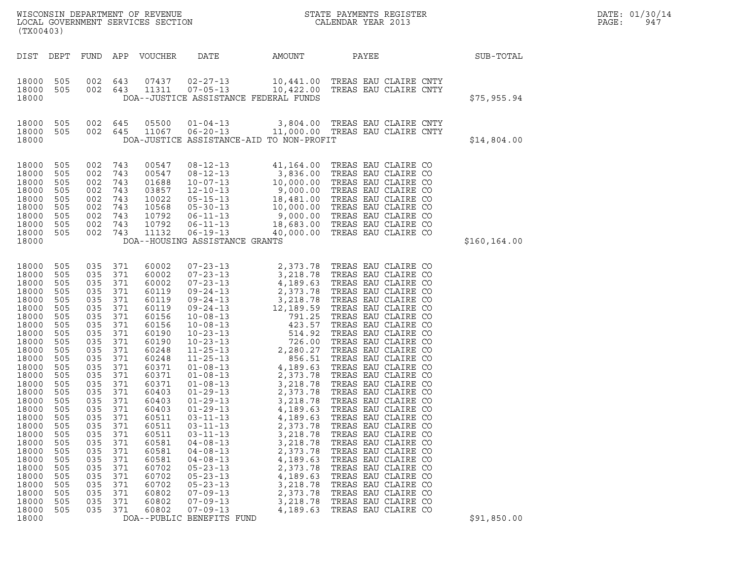WISCONSIN DEPARTMENT OF REVENUE
LOCAL GOVERNMENT SERVICES SECTION
(TX00403)

STATE PAYMENTS REGISTER
CALENDAR YEAR 2013

DATE: 01/30/14

| DIST | DEPT | FUND | APP | VOUCHER | DATE | AMOUNT | PAYEE | SUB-TOTAL |
|---|---|---|---|---|---|---|---|---|
| 18000 | 505 | 002 | 643 | 07437 | 02-27-13 | 10,441.00 | TREAS EAU CLAIRE CNTY | |
| 18000 | 505 | 002 | 643 | 11311 | 07-05-13 | 10,422.00 | TREAS EAU CLAIRE CNTY | |
| 18000 | | | | DOA--JUSTICE ASSISTANCE FEDERAL FUNDS | | | | $75,955.94 |
| 18000 | 505 | 002 | 645 | 05500 | 01-04-13 | 3,804.00 | TREAS EAU CLAIRE CNTY | |
| 18000 | 505 | 002 | 645 | 11067 | 06-20-13 | 11,000.00 | TREAS EAU CLAIRE CNTY | |
| 18000 | | | | DOA-JUSTICE ASSISTANCE-AID TO NON-PROFIT | | | | $14,804.00 |
| 18000 | 505 | 002 | 743 | 00547 | 08-12-13 | 41,164.00 | TREAS EAU CLAIRE CO | |
| 18000 | 505 | 002 | 743 | 00547 | 08-12-13 | 3,836.00 | TREAS EAU CLAIRE CO | |
| 18000 | 505 | 002 | 743 | 01688 | 10-07-13 | 10,000.00 | TREAS EAU CLAIRE CO | |
| 18000 | 505 | 002 | 743 | 03857 | 12-10-13 | 9,000.00 | TREAS EAU CLAIRE CO | |
| 18000 | 505 | 002 | 743 | 10022 | 05-15-13 | 18,481.00 | TREAS EAU CLAIRE CO | |
| 18000 | 505 | 002 | 743 | 10568 | 05-30-13 | 10,000.00 | TREAS EAU CLAIRE CO | |
| 18000 | 505 | 002 | 743 | 10792 | 06-11-13 | 9,000.00 | TREAS EAU CLAIRE CO | |
| 18000 | 505 | 002 | 743 | 10792 | 06-11-13 | 18,683.00 | TREAS EAU CLAIRE CO | |
| 18000 | 505 | 002 | 743 | 11132 | 06-19-13 | 40,000.00 | TREAS EAU CLAIRE CO | |
| 18000 | | | | DOA--HOUSING ASSISTANCE GRANTS | | | | $160,164.00 |
| 18000 | 505 | 035 | 371 | 60002 | 07-23-13 | 2,373.78 | TREAS EAU CLAIRE CO | |
| 18000 | 505 | 035 | 371 | 60002 | 07-23-13 | 3,218.78 | TREAS EAU CLAIRE CO | |
| 18000 | 505 | 035 | 371 | 60002 | 07-23-13 | 4,189.63 | TREAS EAU CLAIRE CO | |
| 18000 | 505 | 035 | 371 | 60119 | 09-24-13 | 2,373.78 | TREAS EAU CLAIRE CO | |
| 18000 | 505 | 035 | 371 | 60119 | 09-24-13 | 3,218.78 | TREAS EAU CLAIRE CO | |
| 18000 | 505 | 035 | 371 | 60119 | 09-24-13 | 12,189.59 | TREAS EAU CLAIRE CO | |
| 18000 | 505 | 035 | 371 | 60156 | 10-08-13 | 791.25 | TREAS EAU CLAIRE CO | |
| 18000 | 505 | 035 | 371 | 60156 | 10-08-13 | 423.57 | TREAS EAU CLAIRE CO | |
| 18000 | 505 | 035 | 371 | 60190 | 10-23-13 | 514.92 | TREAS EAU CLAIRE CO | |
| 18000 | 505 | 035 | 371 | 60190 | 10-23-13 | 726.00 | TREAS EAU CLAIRE CO | |
| 18000 | 505 | 035 | 371 | 60248 | 11-25-13 | 2,280.27 | TREAS EAU CLAIRE CO | |
| 18000 | 505 | 035 | 371 | 60248 | 11-25-13 | 856.51 | TREAS EAU CLAIRE CO | |
| 18000 | 505 | 035 | 371 | 60371 | 01-08-13 | 4,189.63 | TREAS EAU CLAIRE CO | |
| 18000 | 505 | 035 | 371 | 60371 | 01-08-13 | 2,373.78 | TREAS EAU CLAIRE CO | |
| 18000 | 505 | 035 | 371 | 60371 | 01-08-13 | 3,218.78 | TREAS EAU CLAIRE CO | |
| 18000 | 505 | 035 | 371 | 60403 | 01-29-13 | 2,373.78 | TREAS EAU CLAIRE CO | |
| 18000 | 505 | 035 | 371 | 60403 | 01-29-13 | 3,218.78 | TREAS EAU CLAIRE CO | |
| 18000 | 505 | 035 | 371 | 60403 | 01-29-13 | 4,189.63 | TREAS EAU CLAIRE CO | |
| 18000 | 505 | 035 | 371 | 60511 | 03-11-13 | 4,189.63 | TREAS EAU CLAIRE CO | |
| 18000 | 505 | 035 | 371 | 60511 | 03-11-13 | 2,373.78 | TREAS EAU CLAIRE CO | |
| 18000 | 505 | 035 | 371 | 60511 | 03-11-13 | 3,218.78 | TREAS EAU CLAIRE CO | |
| 18000 | 505 | 035 | 371 | 60581 | 04-08-13 | 3,218.78 | TREAS EAU CLAIRE CO | |
| 18000 | 505 | 035 | 371 | 60581 | 04-08-13 | 2,373.78 | TREAS EAU CLAIRE CO | |
| 18000 | 505 | 035 | 371 | 60581 | 04-08-13 | 4,189.63 | TREAS EAU CLAIRE CO | |
| 18000 | 505 | 035 | 371 | 60702 | 05-23-13 | 2,373.78 | TREAS EAU CLAIRE CO | |
| 18000 | 505 | 035 | 371 | 60702 | 05-23-13 | 4,189.63 | TREAS EAU CLAIRE CO | |
| 18000 | 505 | 035 | 371 | 60702 | 05-23-13 | 3,218.78 | TREAS EAU CLAIRE CO | |
| 18000 | 505 | 035 | 371 | 60802 | 07-09-13 | 2,373.78 | TREAS EAU CLAIRE CO | |
| 18000 | 505 | 035 | 371 | 60802 | 07-09-13 | 3,218.78 | TREAS EAU CLAIRE CO | |
| 18000 | 505 | 035 | 371 | 60802 | 07-09-13 | 4,189.63 | TREAS EAU CLAIRE CO | |
| 18000 | | | | DOA--PUBLIC BENEFITS FUND | | | | $91,850.00 |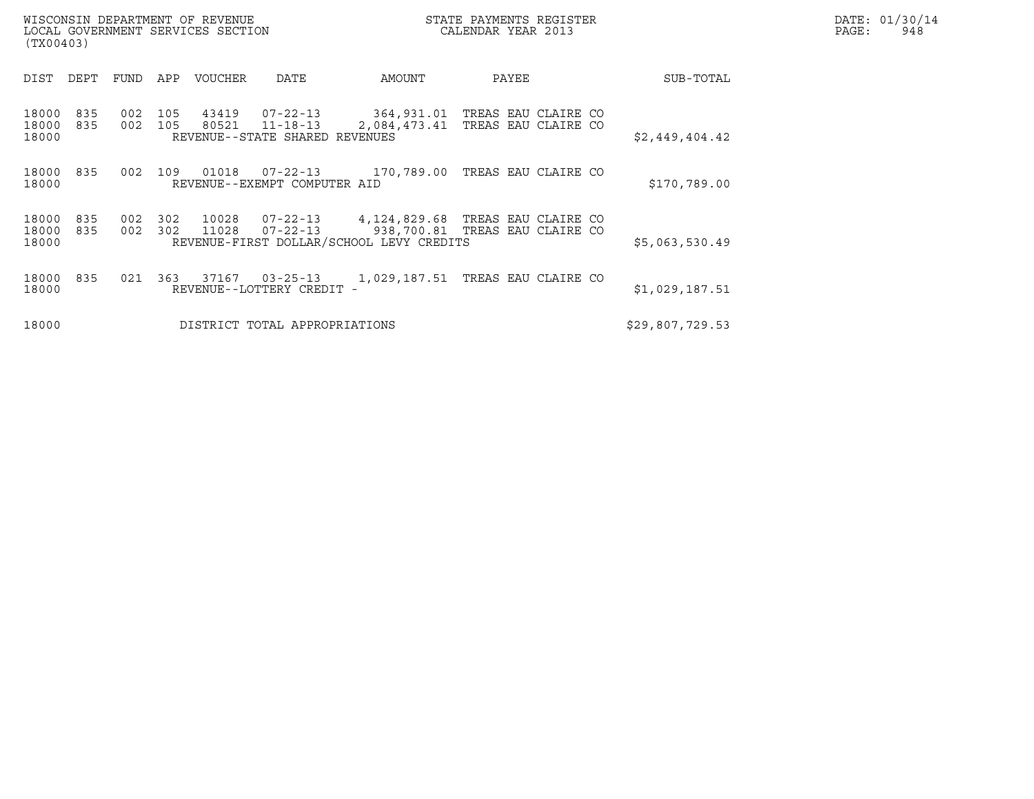WISCONSIN DEPARTMENT OF REVENUE
LOCAL GOVERNMENT SERVICES SECTION
(TX00403)

STATE PAYMENTS REGISTER
CALENDAR YEAR 2013

DATE: 01/30/14

| DIST | DEPT | FUND | APP | VOUCHER | DATE | AMOUNT | PAYEE | SUB-TOTAL |
|---|---|---|---|---|---|---|---|---|
| 18000 | 835 | 002 | 105 | 43419 | 07-22-13 | 364,931.01 | TREAS EAU CLAIRE CO | |
| 18000 | 835 | 002 | 105 | 80521 | 11-18-13 | 2,084,473.41 | TREAS EAU CLAIRE CO | |
| 18000 | | | | REVENUE--STATE SHARED REVENUES | | | | $2,449,404.42 |
| 18000 | 835 | 002 | 109 | 01018 | 07-22-13 | 170,789.00 | TREAS EAU CLAIRE CO | |
| 18000 | | | | REVENUE--EXEMPT COMPUTER AID | | | | $170,789.00 |
| 18000 | 835 | 002 | 302 | 10028 | 07-22-13 | 4,124,829.68 | TREAS EAU CLAIRE CO | |
| 18000 | 835 | 002 | 302 | 11028 | 07-22-13 | 938,700.81 | TREAS EAU CLAIRE CO | |
| 18000 | | | | REVENUE-FIRST DOLLAR/SCHOOL LEVY CREDITS | | | | $5,063,530.49 |
| 18000 | 835 | 021 | 363 | 37167 | 03-25-13 | 1,029,187.51 | TREAS EAU CLAIRE CO | |
| 18000 | | | | REVENUE--LOTTERY CREDIT - | | | | $1,029,187.51 |
| 18000 | | | | DISTRICT TOTAL APPROPRIATIONS | | | | $29,807,729.53 |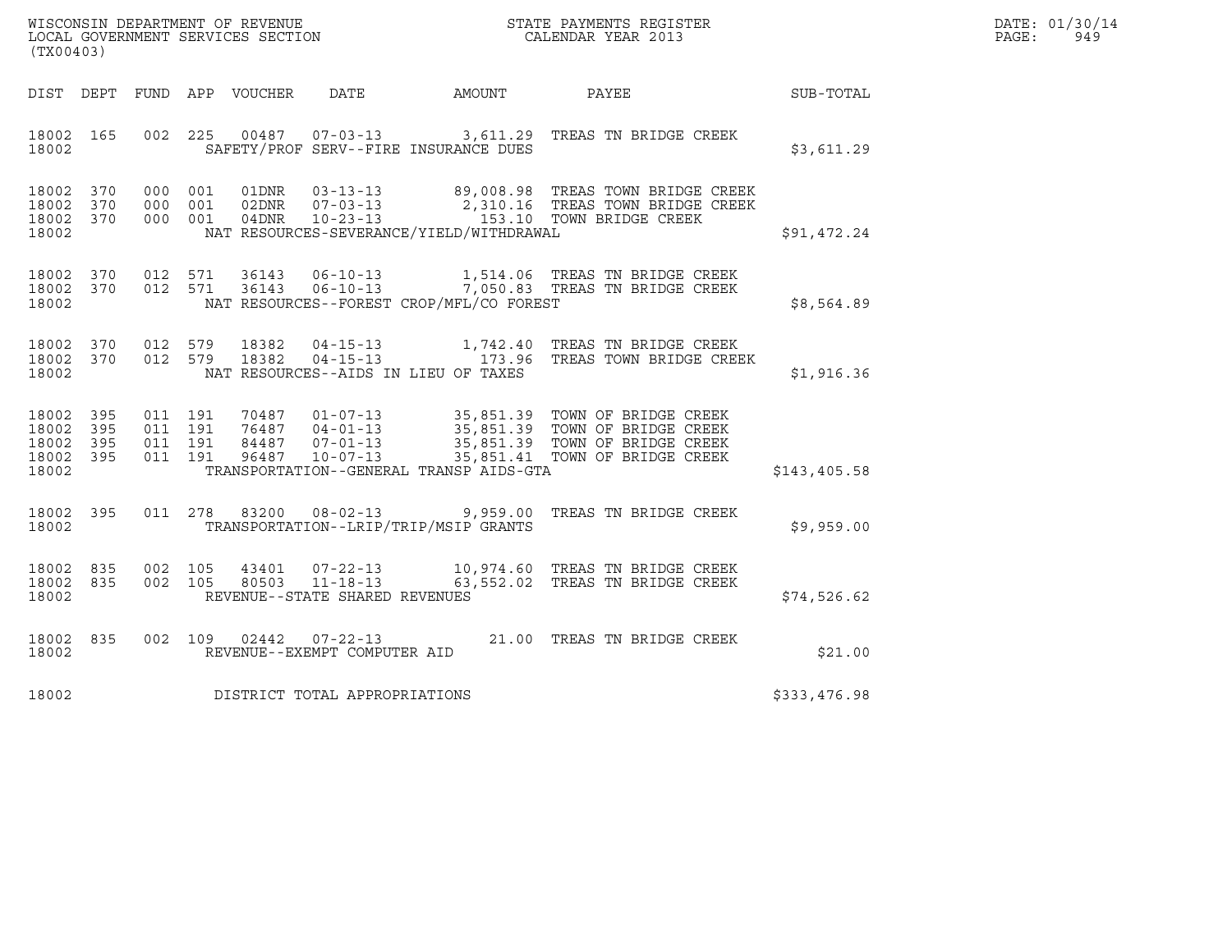WISCONSIN DEPARTMENT OF REVENUE
LOCAL GOVERNMENT SERVICES SECTION
(TX00403)

STATE PAYMENTS REGISTER
CALENDAR YEAR 2013

DATE: 01/30/14
PAGE: 949

| DIST | DEPT | FUND | APP | VOUCHER | DATE | AMOUNT | PAYEE | SUB-TOTAL |
|---|---|---|---|---|---|---|---|---|
| 18002 | 165 | 002 | 225 | 00487 | 07-03-13 | 3,611.29 | TREAS TN BRIDGE CREEK | |
| 18002 | | | | SAFETY/PROF SERV--FIRE INSURANCE DUES | | | | $3,611.29 |
| 18002 | 370 | 000 | 001 | 01DNR | 03-13-13 | 89,008.98 | TREAS TOWN BRIDGE CREEK | |
| 18002 | 370 | 000 | 001 | 02DNR | 07-03-13 | 2,310.16 | TREAS TOWN BRIDGE CREEK | |
| 18002 | 370 | 000 | 001 | 04DNR | 10-23-13 | 153.10 | TOWN BRIDGE CREEK | |
| 18002 | | | | NAT RESOURCES-SEVERANCE/YIELD/WITHDRAWAL | | | | $91,472.24 |
| 18002 | 370 | 012 | 571 | 36143 | 06-10-13 | 1,514.06 | TREAS TN BRIDGE CREEK | |
| 18002 | 370 | 012 | 571 | 36143 | 06-10-13 | 7,050.83 | TREAS TN BRIDGE CREEK | |
| 18002 | | | | NAT RESOURCES--FOREST CROP/MFL/CO FOREST | | | | $8,564.89 |
| 18002 | 370 | 012 | 579 | 18382 | 04-15-13 | 1,742.40 | TREAS TN BRIDGE CREEK | |
| 18002 | 370 | 012 | 579 | 18382 | 04-15-13 | 173.96 | TREAS TOWN BRIDGE CREEK | |
| 18002 | | | | NAT RESOURCES--AIDS IN LIEU OF TAXES | | | | $1,916.36 |
| 18002 | 395 | 011 | 191 | 70487 | 01-07-13 | 35,851.39 | TOWN OF BRIDGE CREEK | |
| 18002 | 395 | 011 | 191 | 76487 | 04-01-13 | 35,851.39 | TOWN OF BRIDGE CREEK | |
| 18002 | 395 | 011 | 191 | 84487 | 07-01-13 | 35,851.39 | TOWN OF BRIDGE CREEK | |
| 18002 | 395 | 011 | 191 | 96487 | 10-07-13 | 35,851.41 | TOWN OF BRIDGE CREEK | |
| 18002 | | | | TRANSPORTATION--GENERAL TRANSP AIDS-GTA | | | | $143,405.58 |
| 18002 | 395 | 011 | 278 | 83200 | 08-02-13 | 9,959.00 | TREAS TN BRIDGE CREEK | |
| 18002 | | | | TRANSPORTATION--LRIP/TRIP/MSIP GRANTS | | | | $9,959.00 |
| 18002 | 835 | 002 | 105 | 43401 | 07-22-13 | 10,974.60 | TREAS TN BRIDGE CREEK | |
| 18002 | 835 | 002 | 105 | 80503 | 11-18-13 | 63,552.02 | TREAS TN BRIDGE CREEK | |
| 18002 | | | | REVENUE--STATE SHARED REVENUES | | | | $74,526.62 |
| 18002 | 835 | 002 | 109 | 02442 | 07-22-13 | 21.00 | TREAS TN BRIDGE CREEK | |
| 18002 | | | | REVENUE--EXEMPT COMPUTER AID | | | | $21.00 |
| 18002 | | | | DISTRICT TOTAL APPROPRIATIONS | | | | $333,476.98 |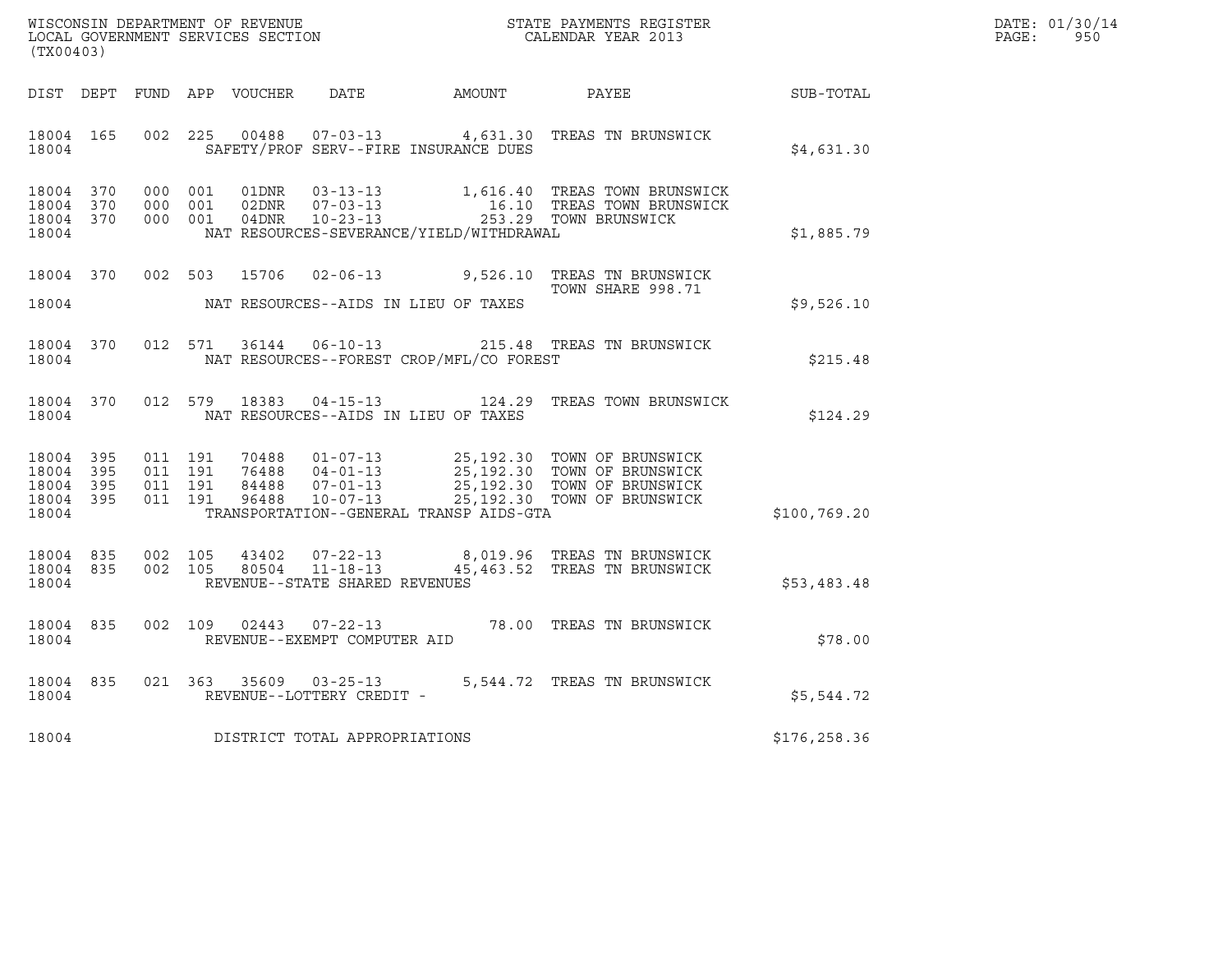WISCONSIN DEPARTMENT OF REVENUE
LOCAL GOVERNMENT SERVICES SECTION
(TX00403)

STATE PAYMENTS REGISTER
CALENDAR YEAR 2013

DATE: 01/30/14
PAGE: 950

| DIST | DEPT | FUND | APP | VOUCHER | DATE | AMOUNT | PAYEE | SUB-TOTAL |
|---|---|---|---|---|---|---|---|---|
| 18004 | 165 | 002 | 225 | 00488 | 07-03-13 | 4,631.30 | TREAS TN BRUNSWICK | |
| 18004 | | | | SAFETY/PROF SERV--FIRE INSURANCE DUES | | | | $4,631.30 |
| 18004 | 370 | 000 | 001 | 01DNR | 03-13-13 | 1,616.40 | TREAS TOWN BRUNSWICK | |
| 18004 | 370 | 000 | 001 | 02DNR | 07-03-13 | 16.10 | TREAS TOWN BRUNSWICK | |
| 18004 | 370 | 000 | 001 | 04DNR | 10-23-13 | 253.29 | TOWN BRUNSWICK | |
| 18004 | | | | NAT RESOURCES-SEVERANCE/YIELD/WITHDRAWAL | | | | $1,885.79 |
| 18004 | 370 | 002 | 503 | 15706 | 02-06-13 | 9,526.10 | TREAS TN BRUNSWICK TOWN SHARE 998.71 | |
| 18004 | | | | NAT RESOURCES--AIDS IN LIEU OF TAXES | | | | $9,526.10 |
| 18004 | 370 | 012 | 571 | 36144 | 06-10-13 | 215.48 | TREAS TN BRUNSWICK | |
| 18004 | | | | NAT RESOURCES--FOREST CROP/MFL/CO FOREST | | | | $215.48 |
| 18004 | 370 | 012 | 579 | 18383 | 04-15-13 | 124.29 | TREAS TOWN BRUNSWICK | |
| 18004 | | | | NAT RESOURCES--AIDS IN LIEU OF TAXES | | | | $124.29 |
| 18004 | 395 | 011 | 191 | 70488 | 01-07-13 | 25,192.30 | TOWN OF BRUNSWICK | |
| 18004 | 395 | 011 | 191 | 76488 | 04-01-13 | 25,192.30 | TOWN OF BRUNSWICK | |
| 18004 | 395 | 011 | 191 | 84488 | 07-01-13 | 25,192.30 | TOWN OF BRUNSWICK | |
| 18004 | 395 | 011 | 191 | 96488 | 10-07-13 | 25,192.30 | TOWN OF BRUNSWICK | |
| 18004 | | | | TRANSPORTATION--GENERAL TRANSP AIDS-GTA | | | | $100,769.20 |
| 18004 | 835 | 002 | 105 | 43402 | 07-22-13 | 8,019.96 | TREAS TN BRUNSWICK | |
| 18004 | 835 | 002 | 105 | 80504 | 11-18-13 | 45,463.52 | TREAS TN BRUNSWICK | |
| 18004 | | | | REVENUE--STATE SHARED REVENUES | | | | $53,483.48 |
| 18004 | 835 | 002 | 109 | 02443 | 07-22-13 | 78.00 | TREAS TN BRUNSWICK | |
| 18004 | | | | REVENUE--EXEMPT COMPUTER AID | | | | $78.00 |
| 18004 | 835 | 021 | 363 | 35609 | 03-25-13 | 5,544.72 | TREAS TN BRUNSWICK | |
| 18004 | | | | REVENUE--LOTTERY CREDIT - | | | | $5,544.72 |
| 18004 | | | | DISTRICT TOTAL APPROPRIATIONS | | | | $176,258.36 |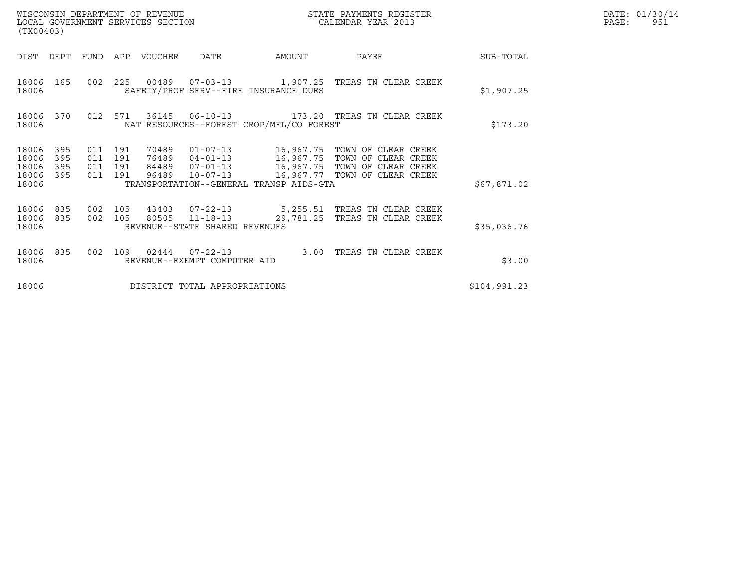WISCONSIN DEPARTMENT OF REVENUE
LOCAL GOVERNMENT SERVICES SECTION
(TX00403)

STATE PAYMENTS REGISTER
CALENDAR YEAR 2013

| DIST | DEPT | FUND | APP | VOUCHER | DATE | AMOUNT | PAYEE | SUB-TOTAL |
|---|---|---|---|---|---|---|---|---|
| 18006 | 165 | 002 | 225 | 00489 | 07-03-13 | 1,907.25 | TREAS TN CLEAR CREEK | |
| 18006 | | | | SAFETY/PROF SERV--FIRE INSURANCE DUES | | | | $1,907.25 |
| 18006 | 370 | 012 | 571 | 36145 | 06-10-13 | 173.20 | TREAS TN CLEAR CREEK | |
| 18006 | | | | NAT RESOURCES--FOREST CROP/MFL/CO FOREST | | | | $173.20 |
| 18006 | 395 | 011 | 191 | 70489 | 01-07-13 | 16,967.75 | TOWN OF CLEAR CREEK | |
| 18006 | 395 | 011 | 191 | 76489 | 04-01-13 | 16,967.75 | TOWN OF CLEAR CREEK | |
| 18006 | 395 | 011 | 191 | 84489 | 07-01-13 | 16,967.75 | TOWN OF CLEAR CREEK | |
| 18006 | 395 | 011 | 191 | 96489 | 10-07-13 | 16,967.77 | TOWN OF CLEAR CREEK | |
| 18006 | | | | TRANSPORTATION--GENERAL TRANSP AIDS-GTA | | | | $67,871.02 |
| 18006 | 835 | 002 | 105 | 43403 | 07-22-13 | 5,255.51 | TREAS TN CLEAR CREEK | |
| 18006 | 835 | 002 | 105 | 80505 | 11-18-13 | 29,781.25 | TREAS TN CLEAR CREEK | |
| 18006 | | | | REVENUE--STATE SHARED REVENUES | | | | $35,036.76 |
| 18006 | 835 | 002 | 109 | 02444 | 07-22-13 | 3.00 | TREAS TN CLEAR CREEK | |
| 18006 | | | | REVENUE--EXEMPT COMPUTER AID | | | | $3.00 |
| 18006 | | | | DISTRICT TOTAL APPROPRIATIONS | | | | $104,991.23 |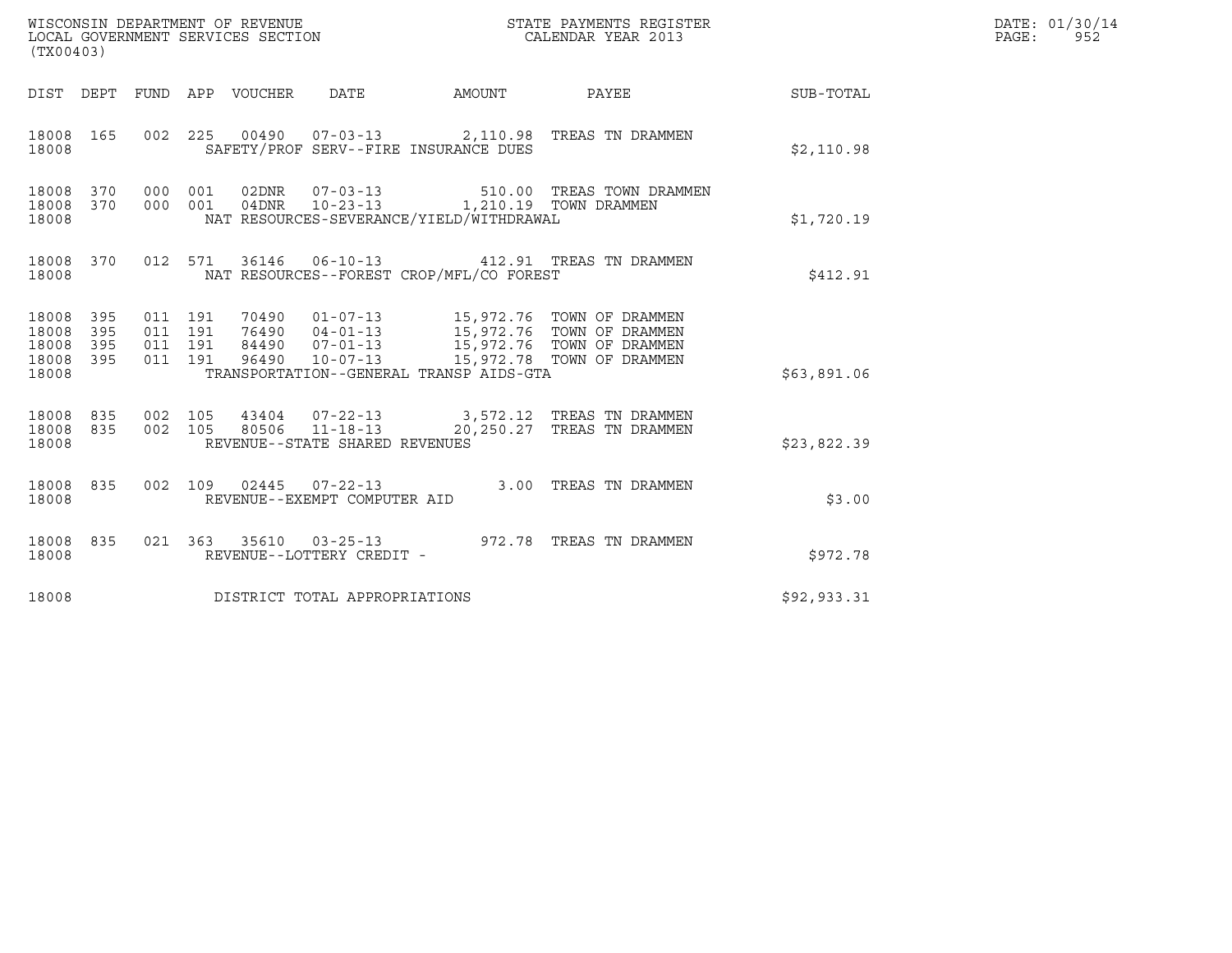WISCONSIN DEPARTMENT OF REVENUE
LOCAL GOVERNMENT SERVICES SECTION
(TX00403)

STATE PAYMENTS REGISTER
CALENDAR YEAR 2013

DATE: 01/30/14
PAGE: 952

| DIST | DEPT | FUND | APP | VOUCHER | DATE | AMOUNT | PAYEE | SUB-TOTAL |
|---|---|---|---|---|---|---|---|---|
| 18008 | 165 | 002 | 225 | 00490 | 07-03-13 | 2,110.98 | TREAS TN DRAMMEN | |
| 18008 | | | | SAFETY/PROF SERV--FIRE INSURANCE DUES | | | | $2,110.98 |
| 18008 | 370 | 000 | 001 | 02DNR | 07-03-13 | 510.00 | TREAS TOWN DRAMMEN | |
| 18008 | 370 | 000 | 001 | 04DNR | 10-23-13 | 1,210.19 | TOWN DRAMMEN | |
| 18008 | | | | NAT RESOURCES-SEVERANCE/YIELD/WITHDRAWAL | | | | $1,720.19 |
| 18008 | 370 | 012 | 571 | 36146 | 06-10-13 | 412.91 | TREAS TN DRAMMEN | |
| 18008 | | | | NAT RESOURCES--FOREST CROP/MFL/CO FOREST | | | | $412.91 |
| 18008 | 395 | 011 | 191 | 70490 | 01-07-13 | 15,972.76 | TOWN OF DRAMMEN | |
| 18008 | 395 | 011 | 191 | 76490 | 04-01-13 | 15,972.76 | TOWN OF DRAMMEN | |
| 18008 | 395 | 011 | 191 | 84490 | 07-01-13 | 15,972.76 | TOWN OF DRAMMEN | |
| 18008 | 395 | 011 | 191 | 96490 | 10-07-13 | 15,972.78 | TOWN OF DRAMMEN | |
| 18008 | | | | TRANSPORTATION--GENERAL TRANSP AIDS-GTA | | | | $63,891.06 |
| 18008 | 835 | 002 | 105 | 43404 | 07-22-13 | 3,572.12 | TREAS TN DRAMMEN | |
| 18008 | 835 | 002 | 105 | 80506 | 11-18-13 | 20,250.27 | TREAS TN DRAMMEN | |
| 18008 | | | | REVENUE--STATE SHARED REVENUES | | | | $23,822.39 |
| 18008 | 835 | 002 | 109 | 02445 | 07-22-13 | 3.00 | TREAS TN DRAMMEN | |
| 18008 | | | | REVENUE--EXEMPT COMPUTER AID | | | | $3.00 |
| 18008 | 835 | 021 | 363 | 35610 | 03-25-13 | 972.78 | TREAS TN DRAMMEN | |
| 18008 | | | | REVENUE--LOTTERY CREDIT - | | | | $972.78 |
| 18008 | | | | DISTRICT TOTAL APPROPRIATIONS | | | | $92,933.31 |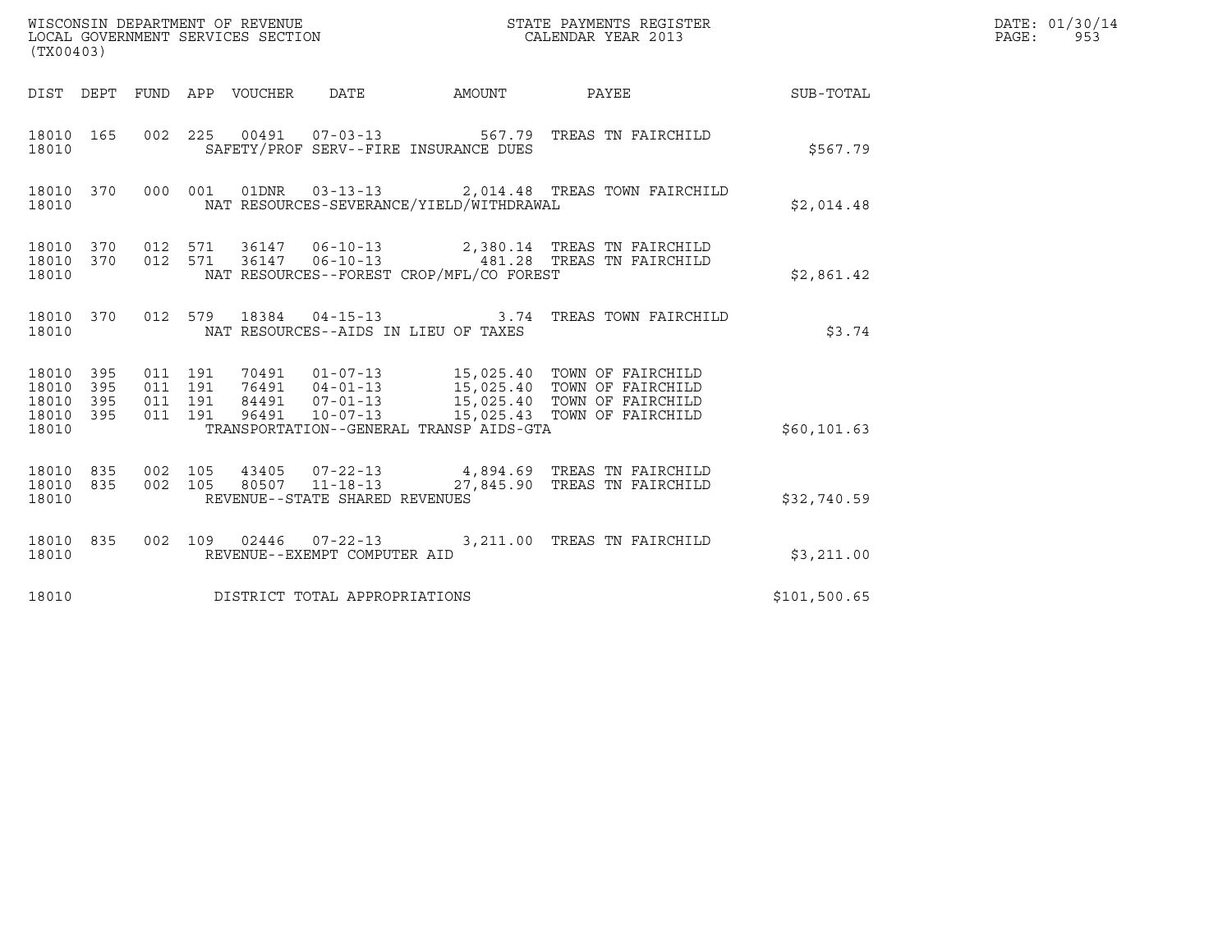WISCONSIN DEPARTMENT OF REVENUE
LOCAL GOVERNMENT SERVICES SECTION
(TX00403)

STATE PAYMENTS REGISTER
CALENDAR YEAR 2013

DATE: 01/30/14
PAGE: 953

| DIST | DEPT | FUND | APP | VOUCHER | DATE | AMOUNT | PAYEE | SUB-TOTAL |
|---|---|---|---|---|---|---|---|---|
| 18010 | 165 | 002 | 225 | 00491 | 07-03-13 | 567.79 | TREAS TN FAIRCHILD | |
| 18010 | | | | SAFETY/PROF SERV--FIRE INSURANCE DUES | | | | $567.79 |
| 18010 | 370 | 000 | 001 | 01DNR | 03-13-13 | 2,014.48 | TREAS TOWN FAIRCHILD | |
| 18010 | | | | NAT RESOURCES-SEVERANCE/YIELD/WITHDRAWAL | | | | $2,014.48 |
| 18010 | 370 | 012 | 571 | 36147 | 06-10-13 | 2,380.14 | TREAS TN FAIRCHILD | |
| 18010 | 370 | 012 | 571 | 36147 | 06-10-13 | 481.28 | TREAS TN FAIRCHILD | |
| 18010 | | | | NAT RESOURCES--FOREST CROP/MFL/CO FOREST | | | | $2,861.42 |
| 18010 | 370 | 012 | 579 | 18384 | 04-15-13 | 3.74 | TREAS TOWN FAIRCHILD | |
| 18010 | | | | NAT RESOURCES--AIDS IN LIEU OF TAXES | | | | $3.74 |
| 18010 | 395 | 011 | 191 | 70491 | 01-07-13 | 15,025.40 | TOWN OF FAIRCHILD | |
| 18010 | 395 | 011 | 191 | 76491 | 04-01-13 | 15,025.40 | TOWN OF FAIRCHILD | |
| 18010 | 395 | 011 | 191 | 84491 | 07-01-13 | 15,025.40 | TOWN OF FAIRCHILD | |
| 18010 | 395 | 011 | 191 | 96491 | 10-07-13 | 15,025.43 | TOWN OF FAIRCHILD | |
| 18010 | | | | TRANSPORTATION--GENERAL TRANSP AIDS-GTA | | | | $60,101.63 |
| 18010 | 835 | 002 | 105 | 43405 | 07-22-13 | 4,894.69 | TREAS TN FAIRCHILD | |
| 18010 | 835 | 002 | 105 | 80507 | 11-18-13 | 27,845.90 | TREAS TN FAIRCHILD | |
| 18010 | | | | REVENUE--STATE SHARED REVENUES | | | | $32,740.59 |
| 18010 | 835 | 002 | 109 | 02446 | 07-22-13 | 3,211.00 | TREAS TN FAIRCHILD | |
| 18010 | | | | REVENUE--EXEMPT COMPUTER AID | | | | $3,211.00 |
| 18010 | | | | DISTRICT TOTAL APPROPRIATIONS | | | | $101,500.65 |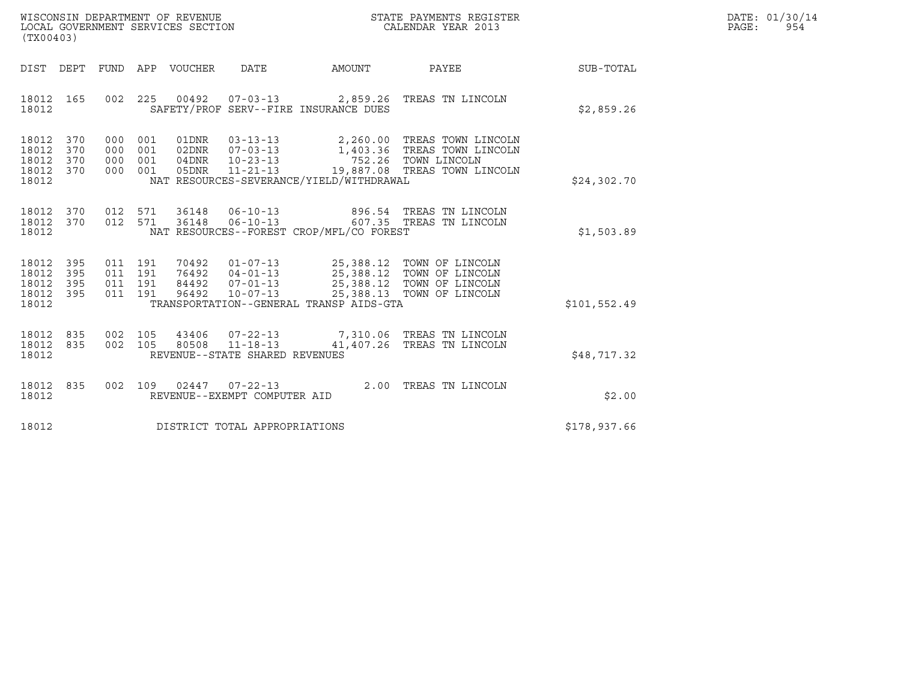WISCONSIN DEPARTMENT OF REVENUE
LOCAL GOVERNMENT SERVICES SECTION
(TX00403)

STATE PAYMENTS REGISTER
CALENDAR YEAR 2013

DATE: 01/30/14

| DIST | DEPT | FUND | APP | VOUCHER | DATE | AMOUNT | PAYEE | SUB-TOTAL |
|---|---|---|---|---|---|---|---|---|
| 18012 | 165 | 002 | 225 | 00492 | 07-03-13 | 2,859.26 | TREAS TN LINCOLN | |
| 18012 | | | | | SAFETY/PROF SERV--FIRE INSURANCE DUES | | | $2,859.26 |
| 18012 | 370 | 000 | 001 | 01DNR | 03-13-13 | 2,260.00 | TREAS TOWN LINCOLN | |
| 18012 | 370 | 000 | 001 | 02DNR | 07-03-13 | 1,403.36 | TREAS TOWN LINCOLN | |
| 18012 | 370 | 000 | 001 | 04DNR | 10-23-13 | 752.26 | TOWN LINCOLN | |
| 18012 | 370 | 000 | 001 | 05DNR | 11-21-13 | 19,887.08 | TREAS TOWN LINCOLN | |
| 18012 | | | | | NAT RESOURCES-SEVERANCE/YIELD/WITHDRAWAL | | | $24,302.70 |
| 18012 | 370 | 012 | 571 | 36148 | 06-10-13 | 896.54 | TREAS TN LINCOLN | |
| 18012 | 370 | 012 | 571 | 36148 | 06-10-13 | 607.35 | TREAS TN LINCOLN | |
| 18012 | | | | | NAT RESOURCES--FOREST CROP/MFL/CO FOREST | | | $1,503.89 |
| 18012 | 395 | 011 | 191 | 70492 | 01-07-13 | 25,388.12 | TOWN OF LINCOLN | |
| 18012 | 395 | 011 | 191 | 76492 | 04-01-13 | 25,388.12 | TOWN OF LINCOLN | |
| 18012 | 395 | 011 | 191 | 84492 | 07-01-13 | 25,388.12 | TOWN OF LINCOLN | |
| 18012 | 395 | 011 | 191 | 96492 | 10-07-13 | 25,388.13 | TOWN OF LINCOLN | |
| 18012 | | | | | TRANSPORTATION--GENERAL TRANSP AIDS-GTA | | | $101,552.49 |
| 18012 | 835 | 002 | 105 | 43406 | 07-22-13 | 7,310.06 | TREAS TN LINCOLN | |
| 18012 | 835 | 002 | 105 | 80508 | 11-18-13 | 41,407.26 | TREAS TN LINCOLN | |
| 18012 | | | | | REVENUE--STATE SHARED REVENUES | | | $48,717.32 |
| 18012 | 835 | 002 | 109 | 02447 | 07-22-13 | 2.00 | TREAS TN LINCOLN | |
| 18012 | | | | | REVENUE--EXEMPT COMPUTER AID | | | $2.00 |
| 18012 | | | | | DISTRICT TOTAL APPROPRIATIONS | | | $178,937.66 |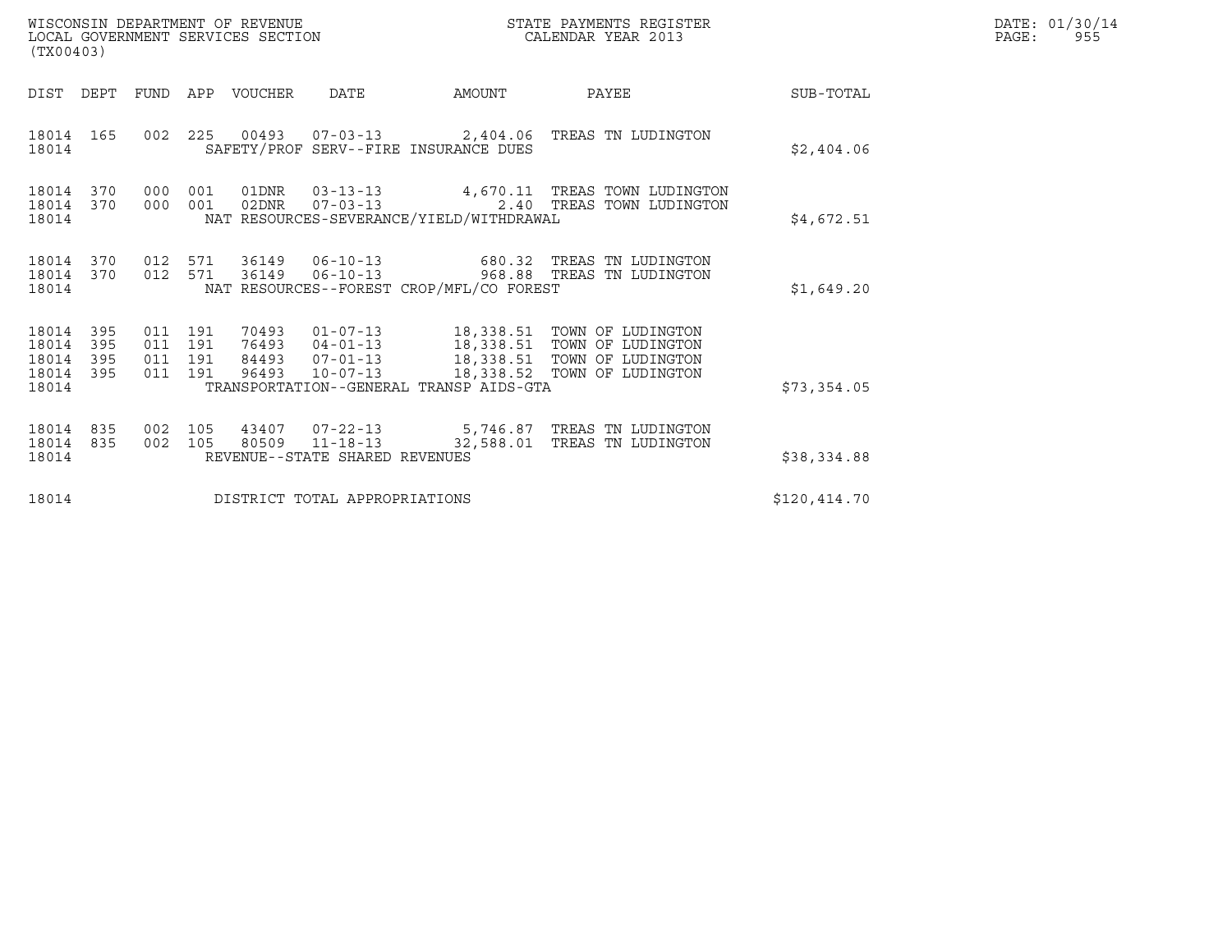WISCONSIN DEPARTMENT OF REVENUE
LOCAL GOVERNMENT SERVICES SECTION
(TX00403)

STATE PAYMENTS REGISTER
CALENDAR YEAR 2013

DATE: 01/30/14
PAGE: 955

| DIST | DEPT | FUND | APP | VOUCHER | DATE | AMOUNT | PAYEE | SUB-TOTAL |
|---|---|---|---|---|---|---|---|---|
| 18014 | 165 | 002 | 225 | 00493 | 07-03-13 | 2,404.06 | TREAS TN LUDINGTON | |
| 18014 | | | | SAFETY/PROF SERV--FIRE INSURANCE DUES | | | | $2,404.06 |
| 18014 | 370 | 000 | 001 | 01DNR | 03-13-13 | 4,670.11 | TREAS TOWN LUDINGTON | |
| 18014 | 370 | 000 | 001 | 02DNR | 07-03-13 | 2.40 | TREAS TOWN LUDINGTON | |
| 18014 | | | | NAT RESOURCES-SEVERANCE/YIELD/WITHDRAWAL | | | | $4,672.51 |
| 18014 | 370 | 012 | 571 | 36149 | 06-10-13 | 680.32 | TREAS TN LUDINGTON | |
| 18014 | 370 | 012 | 571 | 36149 | 06-10-13 | 968.88 | TREAS TN LUDINGTON | |
| 18014 | | | | NAT RESOURCES--FOREST CROP/MFL/CO FOREST | | | | $1,649.20 |
| 18014 | 395 | 011 | 191 | 70493 | 01-07-13 | 18,338.51 | TOWN OF LUDINGTON | |
| 18014 | 395 | 011 | 191 | 76493 | 04-01-13 | 18,338.51 | TOWN OF LUDINGTON | |
| 18014 | 395 | 011 | 191 | 84493 | 07-01-13 | 18,338.51 | TOWN OF LUDINGTON | |
| 18014 | 395 | 011 | 191 | 96493 | 10-07-13 | 18,338.52 | TOWN OF LUDINGTON | |
| 18014 | | | | TRANSPORTATION--GENERAL TRANSP AIDS-GTA | | | | $73,354.05 |
| 18014 | 835 | 002 | 105 | 43407 | 07-22-13 | 5,746.87 | TREAS TN LUDINGTON | |
| 18014 | 835 | 002 | 105 | 80509 | 11-18-13 | 32,588.01 | TREAS TN LUDINGTON | |
| 18014 | | | | REVENUE--STATE SHARED REVENUES | | | | $38,334.88 |
| 18014 | | | | DISTRICT TOTAL APPROPRIATIONS | | | | $120,414.70 |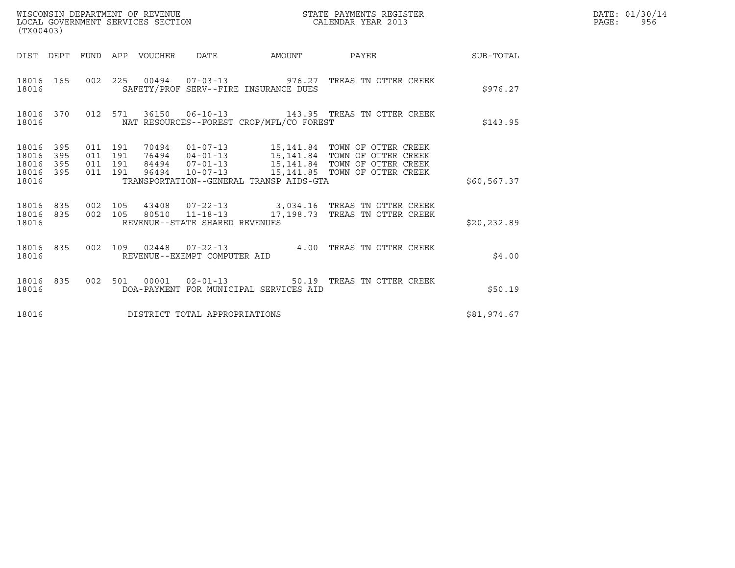WISCONSIN DEPARTMENT OF REVENUE
LOCAL GOVERNMENT SERVICES SECTION
(TX00403)

STATE PAYMENTS REGISTER
CALENDAR YEAR 2013

DATE: 01/30/14

| DIST | DEPT | FUND | APP | VOUCHER | DATE | AMOUNT | PAYEE | SUB-TOTAL |
|---|---|---|---|---|---|---|---|---|
| 18016 | 165 | 002 | 225 | 00494 | 07-03-13 | 976.27 | TREAS TN OTTER CREEK | |
| 18016 | | | | SAFETY/PROF SERV--FIRE INSURANCE DUES | | | | $976.27 |
| 18016 | 370 | 012 | 571 | 36150 | 06-10-13 | 143.95 | TREAS TN OTTER CREEK | |
| 18016 | | | | NAT RESOURCES--FOREST CROP/MFL/CO FOREST | | | | $143.95 |
| 18016 | 395 | 011 | 191 | 70494 | 01-07-13 | 15,141.84 | TOWN OF OTTER CREEK | |
| 18016 | 395 | 011 | 191 | 76494 | 04-01-13 | 15,141.84 | TOWN OF OTTER CREEK | |
| 18016 | 395 | 011 | 191 | 84494 | 07-01-13 | 15,141.84 | TOWN OF OTTER CREEK | |
| 18016 | 395 | 011 | 191 | 96494 | 10-07-13 | 15,141.85 | TOWN OF OTTER CREEK | |
| 18016 | | | | TRANSPORTATION--GENERAL TRANSP AIDS-GTA | | | | $60,567.37 |
| 18016 | 835 | 002 | 105 | 43408 | 07-22-13 | 3,034.16 | TREAS TN OTTER CREEK | |
| 18016 | 835 | 002 | 105 | 80510 | 11-18-13 | 17,198.73 | TREAS TN OTTER CREEK | |
| 18016 | | | | REVENUE--STATE SHARED REVENUES | | | | $20,232.89 |
| 18016 | 835 | 002 | 109 | 02448 | 07-22-13 | 4.00 | TREAS TN OTTER CREEK | |
| 18016 | | | | REVENUE--EXEMPT COMPUTER AID | | | | $4.00 |
| 18016 | 835 | 002 | 501 | 00001 | 02-01-13 | 50.19 | TREAS TN OTTER CREEK | |
| 18016 | | | | DOA-PAYMENT FOR MUNICIPAL SERVICES AID | | | | $50.19 |
| 18016 | | | | DISTRICT TOTAL APPROPRIATIONS | | | | $81,974.67 |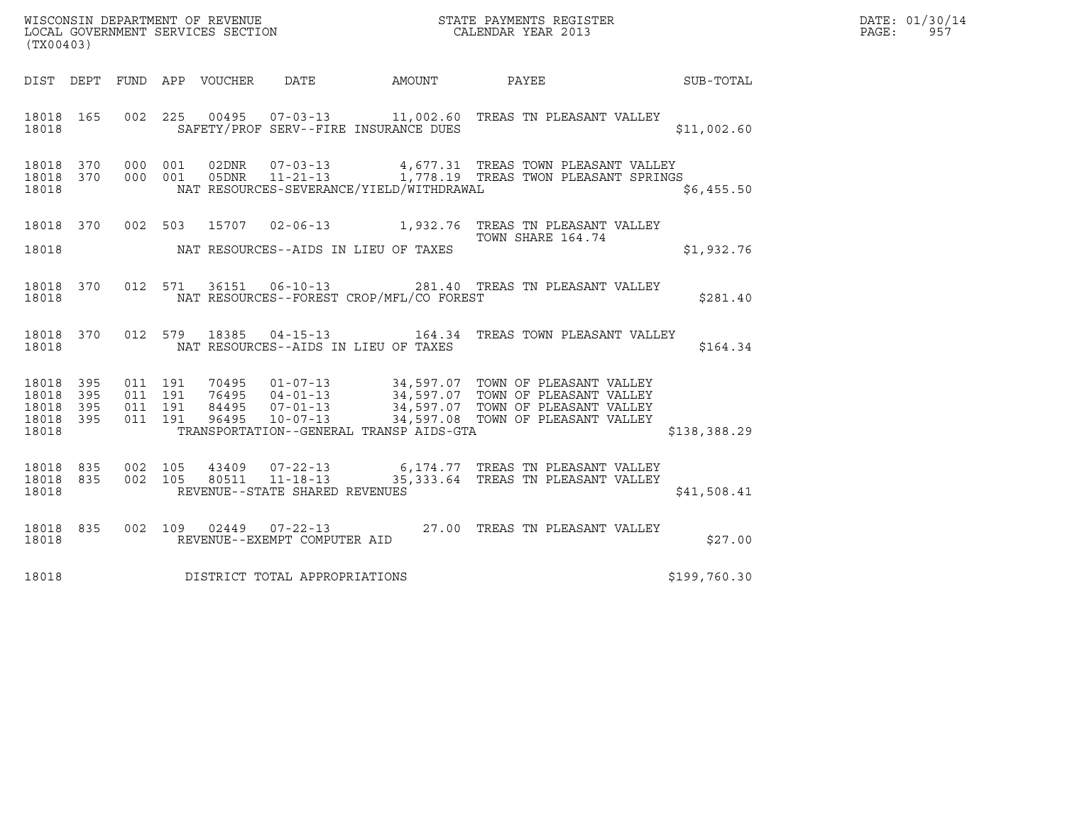WISCONSIN DEPARTMENT OF REVENUE
LOCAL GOVERNMENT SERVICES SECTION
(TX00403)

STATE PAYMENTS REGISTER
CALENDAR YEAR 2013

DATE: 01/30/14

| DIST | DEPT | FUND | APP | VOUCHER | DATE | AMOUNT | PAYEE | SUB-TOTAL |
|---|---|---|---|---|---|---|---|---|
| 18018 | 165 | 002 | 225 | 00495 | 07-03-13 | 11,002.60 | TREAS TN PLEASANT VALLEY | |
| 18018 | | | | | SAFETY/PROF SERV--FIRE INSURANCE DUES | | | $11,002.60 |
| 18018 | 370 | 000 | 001 | 02DNR | 07-03-13 | 4,677.31 | TREAS TOWN PLEASANT VALLEY | |
| 18018 | 370 | 000 | 001 | 05DNR | 11-21-13 | 1,778.19 | TREAS TWON PLEASANT SPRINGS | |
| 18018 | | | | | NAT RESOURCES-SEVERANCE/YIELD/WITHDRAWAL | | | $6,455.50 |
| 18018 | 370 | 002 | 503 | 15707 | 02-06-13 | 1,932.76 | TREAS TN PLEASANT VALLEY<br>TOWN SHARE 164.74 | |
| 18018 | | | | | NAT RESOURCES--AIDS IN LIEU OF TAXES | | | $1,932.76 |
| 18018 | 370 | 012 | 571 | 36151 | 06-10-13 | 281.40 | TREAS TN PLEASANT VALLEY | |
| 18018 | | | | | NAT RESOURCES--FOREST CROP/MFL/CO FOREST | | | $281.40 |
| 18018 | 370 | 012 | 579 | 18385 | 04-15-13 | 164.34 | TREAS TOWN PLEASANT VALLEY | |
| 18018 | | | | | NAT RESOURCES--AIDS IN LIEU OF TAXES | | | $164.34 |
| 18018 | 395 | 011 | 191 | 70495 | 01-07-13 | 34,597.07 | TOWN OF PLEASANT VALLEY | |
| 18018 | 395 | 011 | 191 | 76495 | 04-01-13 | 34,597.07 | TOWN OF PLEASANT VALLEY | |
| 18018 | 395 | 011 | 191 | 84495 | 07-01-13 | 34,597.07 | TOWN OF PLEASANT VALLEY | |
| 18018 | 395 | 011 | 191 | 96495 | 10-07-13 | 34,597.08 | TOWN OF PLEASANT VALLEY | |
| 18018 | | | | | TRANSPORTATION--GENERAL TRANSP AIDS-GTA | | | $138,388.29 |
| 18018 | 835 | 002 | 105 | 43409 | 07-22-13 | 6,174.77 | TREAS TN PLEASANT VALLEY | |
| 18018 | 835 | 002 | 105 | 80511 | 11-18-13 | 35,333.64 | TREAS TN PLEASANT VALLEY | |
| 18018 | | | | | REVENUE--STATE SHARED REVENUES | | | $41,508.41 |
| 18018 | 835 | 002 | 109 | 02449 | 07-22-13 | 27.00 | TREAS TN PLEASANT VALLEY | |
| 18018 | | | | | REVENUE--EXEMPT COMPUTER AID | | | $27.00 |
| 18018 | | | | | DISTRICT TOTAL APPROPRIATIONS | | | $199,760.30 |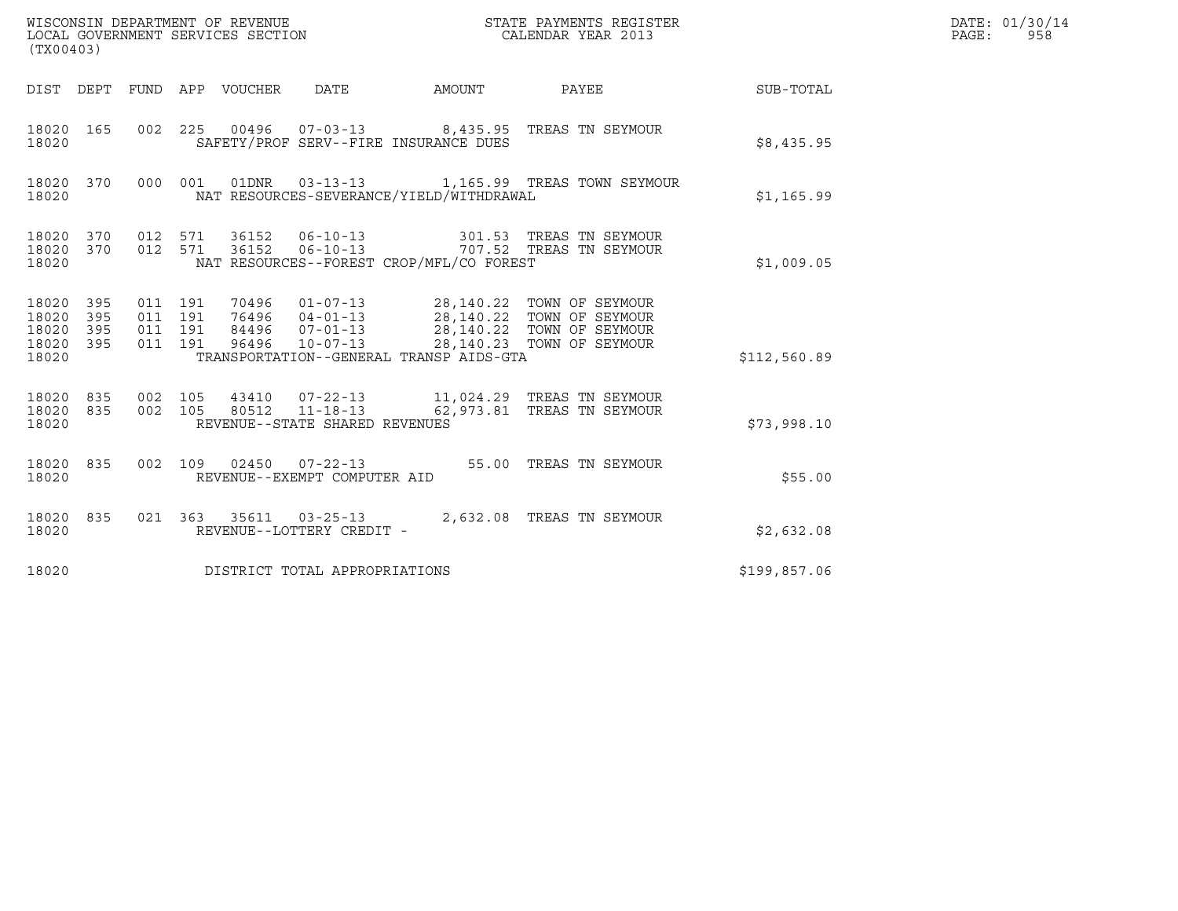WISCONSIN DEPARTMENT OF REVENUE
LOCAL GOVERNMENT SERVICES SECTION
(TX00403)

STATE PAYMENTS REGISTER
CALENDAR YEAR 2013

DATE: 01/30/14
PAGE: 958

| DIST | DEPT | FUND | APP | VOUCHER | DATE | AMOUNT | PAYEE | SUB-TOTAL |
|---|---|---|---|---|---|---|---|---|
| 18020 | 165 | 002 | 225 | 00496 | 07-03-13 | 8,435.95 | TREAS TN SEYMOUR | |
| 18020 | | | | SAFETY/PROF SERV--FIRE INSURANCE DUES | | | | $8,435.95 |
| 18020 | 370 | 000 | 001 | 01DNR | 03-13-13 | 1,165.99 | TREAS TOWN SEYMOUR | |
| 18020 | | | | NAT RESOURCES-SEVERANCE/YIELD/WITHDRAWAL | | | | $1,165.99 |
| 18020 | 370 | 012 | 571 | 36152 | 06-10-13 | 301.53 | TREAS TN SEYMOUR | |
| 18020 | 370 | 012 | 571 | 36152 | 06-10-13 | 707.52 | TREAS TN SEYMOUR | |
| 18020 | | | | NAT RESOURCES--FOREST CROP/MFL/CO FOREST | | | | $1,009.05 |
| 18020 | 395 | 011 | 191 | 70496 | 01-07-13 | 28,140.22 | TOWN OF SEYMOUR | |
| 18020 | 395 | 011 | 191 | 76496 | 04-01-13 | 28,140.22 | TOWN OF SEYMOUR | |
| 18020 | 395 | 011 | 191 | 84496 | 07-01-13 | 28,140.22 | TOWN OF SEYMOUR | |
| 18020 | 395 | 011 | 191 | 96496 | 10-07-13 | 28,140.23 | TOWN OF SEYMOUR | |
| 18020 | | | | TRANSPORTATION--GENERAL TRANSP AIDS-GTA | | | | $112,560.89 |
| 18020 | 835 | 002 | 105 | 43410 | 07-22-13 | 11,024.29 | TREAS TN SEYMOUR | |
| 18020 | 835 | 002 | 105 | 80512 | 11-18-13 | 62,973.81 | TREAS TN SEYMOUR | |
| 18020 | | | | REVENUE--STATE SHARED REVENUES | | | | $73,998.10 |
| 18020 | 835 | 002 | 109 | 02450 | 07-22-13 | 55.00 | TREAS TN SEYMOUR | |
| 18020 | | | | REVENUE--EXEMPT COMPUTER AID | | | | $55.00 |
| 18020 | 835 | 021 | 363 | 35611 | 03-25-13 | 2,632.08 | TREAS TN SEYMOUR | |
| 18020 | | | | REVENUE--LOTTERY CREDIT - | | | | $2,632.08 |
| 18020 | | | | DISTRICT TOTAL APPROPRIATIONS | | | | $199,857.06 |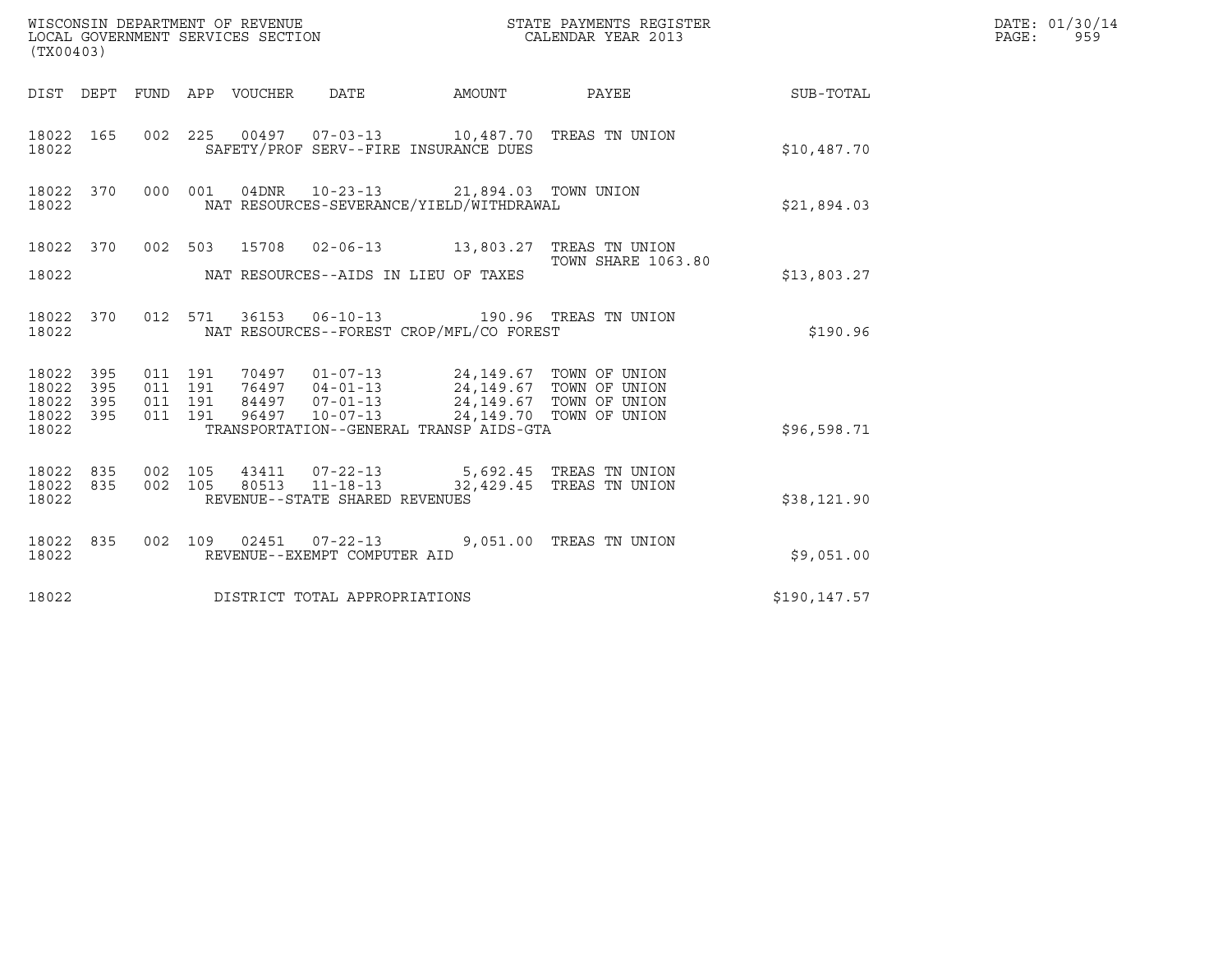WISCONSIN DEPARTMENT OF REVENUE
LOCAL GOVERNMENT SERVICES SECTION
(TX00403)

STATE PAYMENTS REGISTER
CALENDAR YEAR 2013

DATE: 01/30/14
PAGE: 959

| DIST | DEPT | FUND | APP | VOUCHER | DATE | AMOUNT | PAYEE | SUB-TOTAL |
|---|---|---|---|---|---|---|---|---|
| 18022 | 165 | 002 | 225 | 00497 | 07-03-13 | 10,487.70 | TREAS TN UNION | |
| 18022 | | | | SAFETY/PROF SERV--FIRE INSURANCE DUES | | | | $10,487.70 |
| 18022 | 370 | 000 | 001 | 04DNR | 10-23-13 | 21,894.03 | TOWN UNION | |
| 18022 | | | | NAT RESOURCES-SEVERANCE/YIELD/WITHDRAWAL | | | | $21,894.03 |
| 18022 | 370 | 002 | 503 | 15708 | 02-06-13 | 13,803.27 | TREAS TN UNION TOWN SHARE 1063.80 | |
| 18022 | | | | NAT RESOURCES--AIDS IN LIEU OF TAXES | | | | $13,803.27 |
| 18022 | 370 | 012 | 571 | 36153 | 06-10-13 | 190.96 | TREAS TN UNION | |
| 18022 | | | | NAT RESOURCES--FOREST CROP/MFL/CO FOREST | | | | $190.96 |
| 18022 | 395 | 011 | 191 | 70497 | 01-07-13 | 24,149.67 | TOWN OF UNION | |
| 18022 | 395 | 011 | 191 | 76497 | 04-01-13 | 24,149.67 | TOWN OF UNION | |
| 18022 | 395 | 011 | 191 | 84497 | 07-01-13 | 24,149.67 | TOWN OF UNION | |
| 18022 | 395 | 011 | 191 | 96497 | 10-07-13 | 24,149.70 | TOWN OF UNION | |
| 18022 | | | | TRANSPORTATION--GENERAL TRANSP AIDS-GTA | | | | $96,598.71 |
| 18022 | 835 | 002 | 105 | 43411 | 07-22-13 | 5,692.45 | TREAS TN UNION | |
| 18022 | 835 | 002 | 105 | 80513 | 11-18-13 | 32,429.45 | TREAS TN UNION | |
| 18022 | | | | REVENUE--STATE SHARED REVENUES | | | | $38,121.90 |
| 18022 | 835 | 002 | 109 | 02451 | 07-22-13 | 9,051.00 | TREAS TN UNION | |
| 18022 | | | | REVENUE--EXEMPT COMPUTER AID | | | | $9,051.00 |
| 18022 | | | | DISTRICT TOTAL APPROPRIATIONS | | | | $190,147.57 |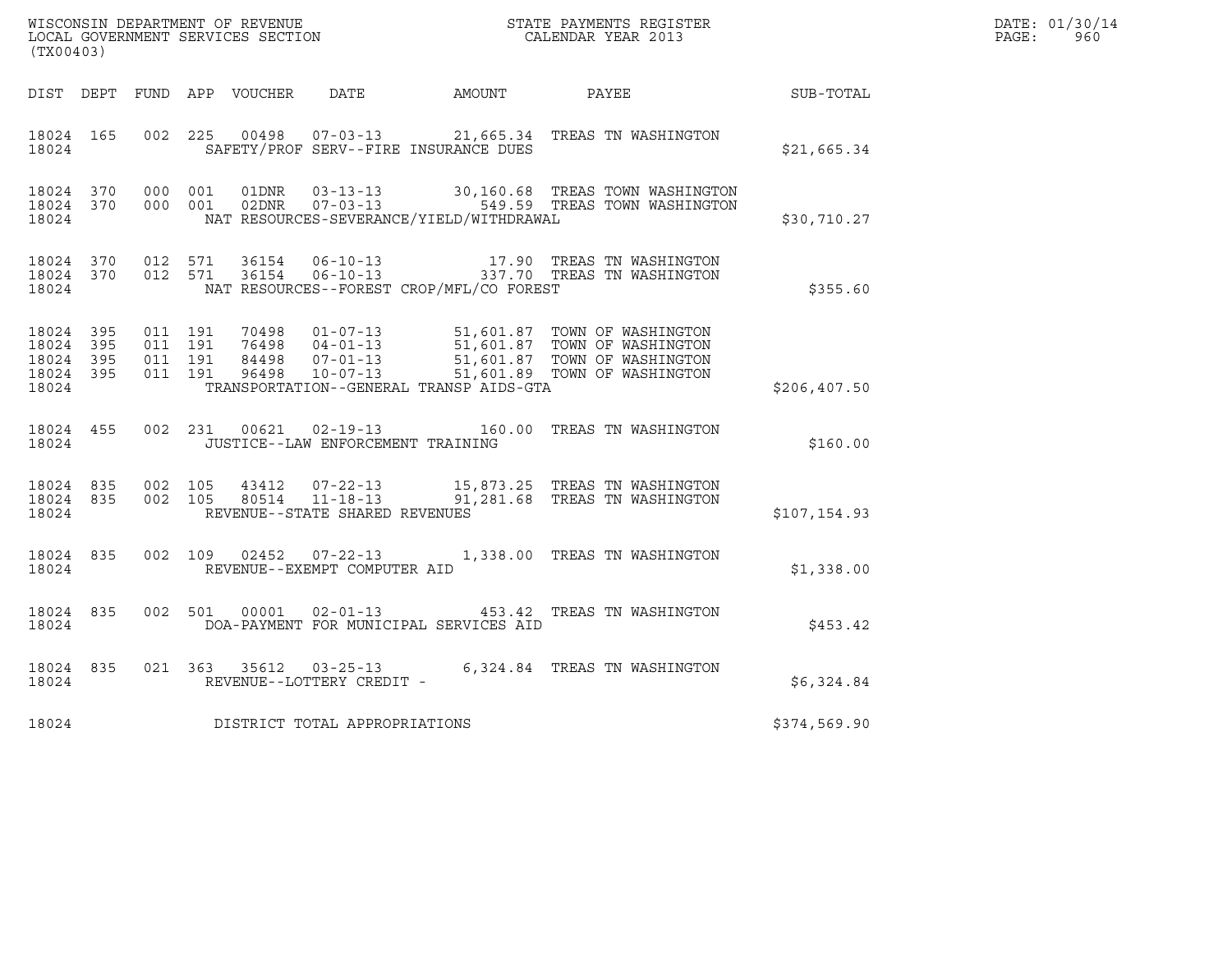WISCONSIN DEPARTMENT OF REVENUE
LOCAL GOVERNMENT SERVICES SECTION
(TX00403)

STATE PAYMENTS REGISTER
CALENDAR YEAR 2013

| DIST | DEPT | FUND | APP | VOUCHER | DATE | AMOUNT | PAYEE | SUB-TOTAL |
|---|---|---|---|---|---|---|---|---|
| 18024 | 165 | 002 | 225 | 00498 | 07-03-13 | 21,665.34 | TREAS TN WASHINGTON | |
| 18024 | | | | | SAFETY/PROF SERV--FIRE INSURANCE DUES | | | $21,665.34 |
| 18024 | 370 | 000 | 001 | 01DNR | 03-13-13 | 30,160.68 | TREAS TOWN WASHINGTON | |
| 18024 | 370 | 000 | 001 | 02DNR | 07-03-13 | 549.59 | TREAS TOWN WASHINGTON | |
| 18024 | | | | | NAT RESOURCES-SEVERANCE/YIELD/WITHDRAWAL | | | $30,710.27 |
| 18024 | 370 | 012 | 571 | 36154 | 06-10-13 | 17.90 | TREAS TN WASHINGTON | |
| 18024 | 370 | 012 | 571 | 36154 | 06-10-13 | 337.70 | TREAS TN WASHINGTON | |
| 18024 | | | | | NAT RESOURCES--FOREST CROP/MFL/CO FOREST | | | $355.60 |
| 18024 | 395 | 011 | 191 | 70498 | 01-07-13 | 51,601.87 | TOWN OF WASHINGTON | |
| 18024 | 395 | 011 | 191 | 76498 | 04-01-13 | 51,601.87 | TOWN OF WASHINGTON | |
| 18024 | 395 | 011 | 191 | 84498 | 07-01-13 | 51,601.87 | TOWN OF WASHINGTON | |
| 18024 | 395 | 011 | 191 | 96498 | 10-07-13 | 51,601.89 | TOWN OF WASHINGTON | |
| 18024 | | | | | TRANSPORTATION--GENERAL TRANSP AIDS-GTA | | | $206,407.50 |
| 18024 | 455 | 002 | 231 | 00621 | 02-19-13 | 160.00 | TREAS TN WASHINGTON | |
| 18024 | | | | | JUSTICE--LAW ENFORCEMENT TRAINING | | | $160.00 |
| 18024 | 835 | 002 | 105 | 43412 | 07-22-13 | 15,873.25 | TREAS TN WASHINGTON | |
| 18024 | 835 | 002 | 105 | 80514 | 11-18-13 | 91,281.68 | TREAS TN WASHINGTON | |
| 18024 | | | | | REVENUE--STATE SHARED REVENUES | | | $107,154.93 |
| 18024 | 835 | 002 | 109 | 02452 | 07-22-13 | 1,338.00 | TREAS TN WASHINGTON | |
| 18024 | | | | | REVENUE--EXEMPT COMPUTER AID | | | $1,338.00 |
| 18024 | 835 | 002 | 501 | 00001 | 02-01-13 | 453.42 | TREAS TN WASHINGTON | |
| 18024 | | | | | DOA-PAYMENT FOR MUNICIPAL SERVICES AID | | | $453.42 |
| 18024 | 835 | 021 | 363 | 35612 | 03-25-13 | 6,324.84 | TREAS TN WASHINGTON | |
| 18024 | | | | | REVENUE--LOTTERY CREDIT - | | | $6,324.84 |
| 18024 | | | | | DISTRICT TOTAL APPROPRIATIONS | | | $374,569.90 |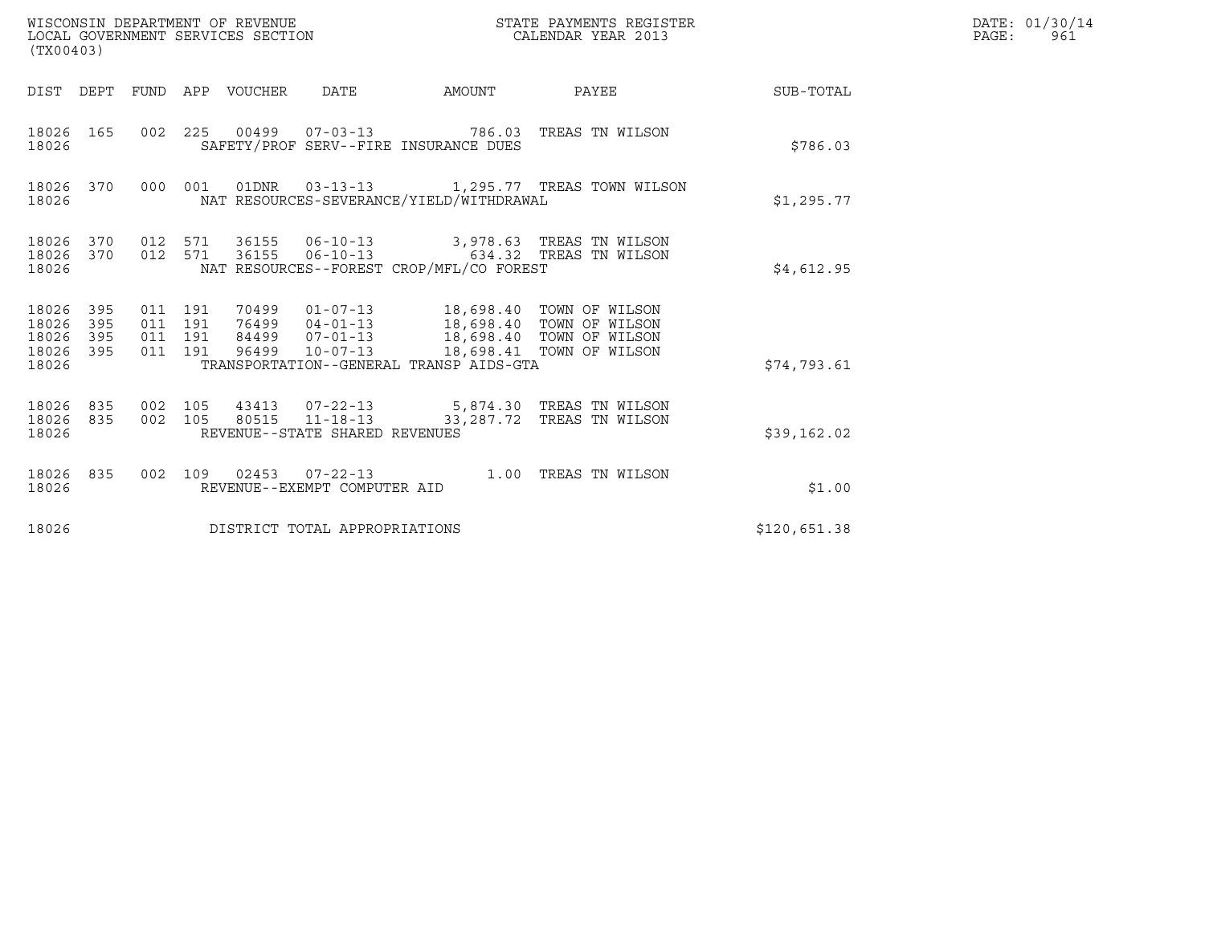WISCONSIN DEPARTMENT OF REVENUE
LOCAL GOVERNMENT SERVICES SECTION
(TX00403)

STATE PAYMENTS REGISTER
CALENDAR YEAR 2013

DATE: 01/30/14

| DIST | DEPT | FUND | APP | VOUCHER | DATE | AMOUNT | PAYEE | SUB-TOTAL |
|---|---|---|---|---|---|---|---|---|
| 18026 | 165 | 002 | 225 | 00499 | 07-03-13 | 786.03 | TREAS TN WILSON | |
| 18026 | | | | SAFETY/PROF SERV--FIRE INSURANCE DUES | | | | $786.03 |
| 18026 | 370 | 000 | 001 | 01DNR | 03-13-13 | 1,295.77 | TREAS TOWN WILSON | |
| 18026 | | | | NAT RESOURCES-SEVERANCE/YIELD/WITHDRAWAL | | | | $1,295.77 |
| 18026 | 370 | 012 | 571 | 36155 | 06-10-13 | 3,978.63 | TREAS TN WILSON | |
| 18026 | 370 | 012 | 571 | 36155 | 06-10-13 | 634.32 | TREAS TN WILSON | |
| 18026 | | | | NAT RESOURCES--FOREST CROP/MFL/CO FOREST | | | | $4,612.95 |
| 18026 | 395 | 011 | 191 | 70499 | 01-07-13 | 18,698.40 | TOWN OF WILSON | |
| 18026 | 395 | 011 | 191 | 76499 | 04-01-13 | 18,698.40 | TOWN OF WILSON | |
| 18026 | 395 | 011 | 191 | 84499 | 07-01-13 | 18,698.40 | TOWN OF WILSON | |
| 18026 | 395 | 011 | 191 | 96499 | 10-07-13 | 18,698.41 | TOWN OF WILSON | |
| 18026 | | | | TRANSPORTATION--GENERAL TRANSP AIDS-GTA | | | | $74,793.61 |
| 18026 | 835 | 002 | 105 | 43413 | 07-22-13 | 5,874.30 | TREAS TN WILSON | |
| 18026 | 835 | 002 | 105 | 80515 | 11-18-13 | 33,287.72 | TREAS TN WILSON | |
| 18026 | | | | REVENUE--STATE SHARED REVENUES | | | | $39,162.02 |
| 18026 | 835 | 002 | 109 | 02453 | 07-22-13 | 1.00 | TREAS TN WILSON | |
| 18026 | | | | REVENUE--EXEMPT COMPUTER AID | | | | $1.00 |
| 18026 | | | | DISTRICT TOTAL APPROPRIATIONS | | | | $120,651.38 |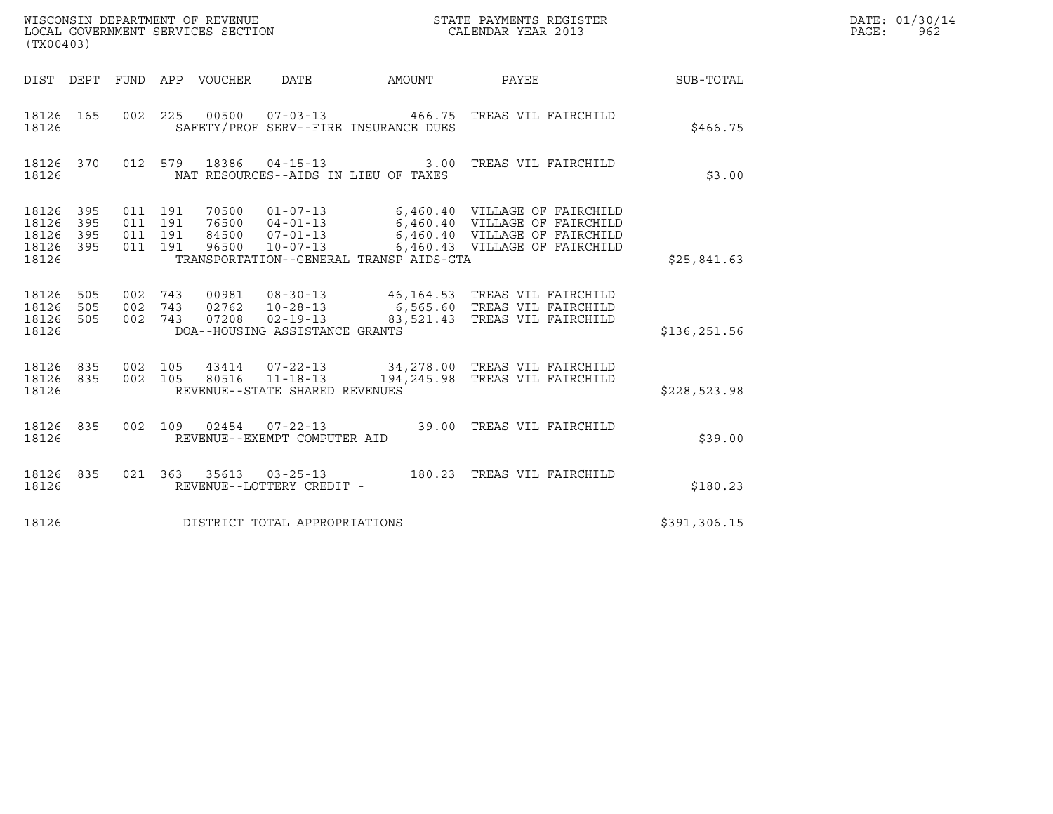WISCONSIN DEPARTMENT OF REVENUE
LOCAL GOVERNMENT SERVICES SECTION
(TX00403)

STATE PAYMENTS REGISTER
CALENDAR YEAR 2013

DATE: 01/30/14
PAGE: 962

| DIST | DEPT | FUND | APP | VOUCHER | DATE | AMOUNT | PAYEE | SUB-TOTAL |
|---|---|---|---|---|---|---|---|---|
| 18126 | 165 | 002 | 225 | 00500 | 07-03-13 | 466.75 | TREAS VIL FAIRCHILD | |
| 18126 | | | | SAFETY/PROF SERV--FIRE INSURANCE DUES | | | | $466.75 |
| 18126 | 370 | 012 | 579 | 18386 | 04-15-13 | 3.00 | TREAS VIL FAIRCHILD | |
| 18126 | | | | NAT RESOURCES--AIDS IN LIEU OF TAXES | | | | $3.00 |
| 18126 | 395 | 011 | 191 | 70500 | 01-07-13 | 6,460.40 | VILLAGE OF FAIRCHILD | |
| 18126 | 395 | 011 | 191 | 76500 | 04-01-13 | 6,460.40 | VILLAGE OF FAIRCHILD | |
| 18126 | 395 | 011 | 191 | 84500 | 07-01-13 | 6,460.40 | VILLAGE OF FAIRCHILD | |
| 18126 | 395 | 011 | 191 | 96500 | 10-07-13 | 6,460.43 | VILLAGE OF FAIRCHILD | |
| 18126 | | | | TRANSPORTATION--GENERAL TRANSP AIDS-GTA | | | | $25,841.63 |
| 18126 | 505 | 002 | 743 | 00981 | 08-30-13 | 46,164.53 | TREAS VIL FAIRCHILD | |
| 18126 | 505 | 002 | 743 | 02762 | 10-28-13 | 6,565.60 | TREAS VIL FAIRCHILD | |
| 18126 | 505 | 002 | 743 | 07208 | 02-19-13 | 83,521.43 | TREAS VIL FAIRCHILD | |
| 18126 | | | | DOA--HOUSING ASSISTANCE GRANTS | | | | $136,251.56 |
| 18126 | 835 | 002 | 105 | 43414 | 07-22-13 | 34,278.00 | TREAS VIL FAIRCHILD | |
| 18126 | 835 | 002 | 105 | 80516 | 11-18-13 | 194,245.98 | TREAS VIL FAIRCHILD | |
| 18126 | | | | REVENUE--STATE SHARED REVENUES | | | | $228,523.98 |
| 18126 | 835 | 002 | 109 | 02454 | 07-22-13 | 39.00 | TREAS VIL FAIRCHILD | |
| 18126 | | | | REVENUE--EXEMPT COMPUTER AID | | | | $39.00 |
| 18126 | 835 | 021 | 363 | 35613 | 03-25-13 | 180.23 | TREAS VIL FAIRCHILD | |
| 18126 | | | | REVENUE--LOTTERY CREDIT - | | | | $180.23 |
| 18126 | | | | DISTRICT TOTAL APPROPRIATIONS | | | | $391,306.15 |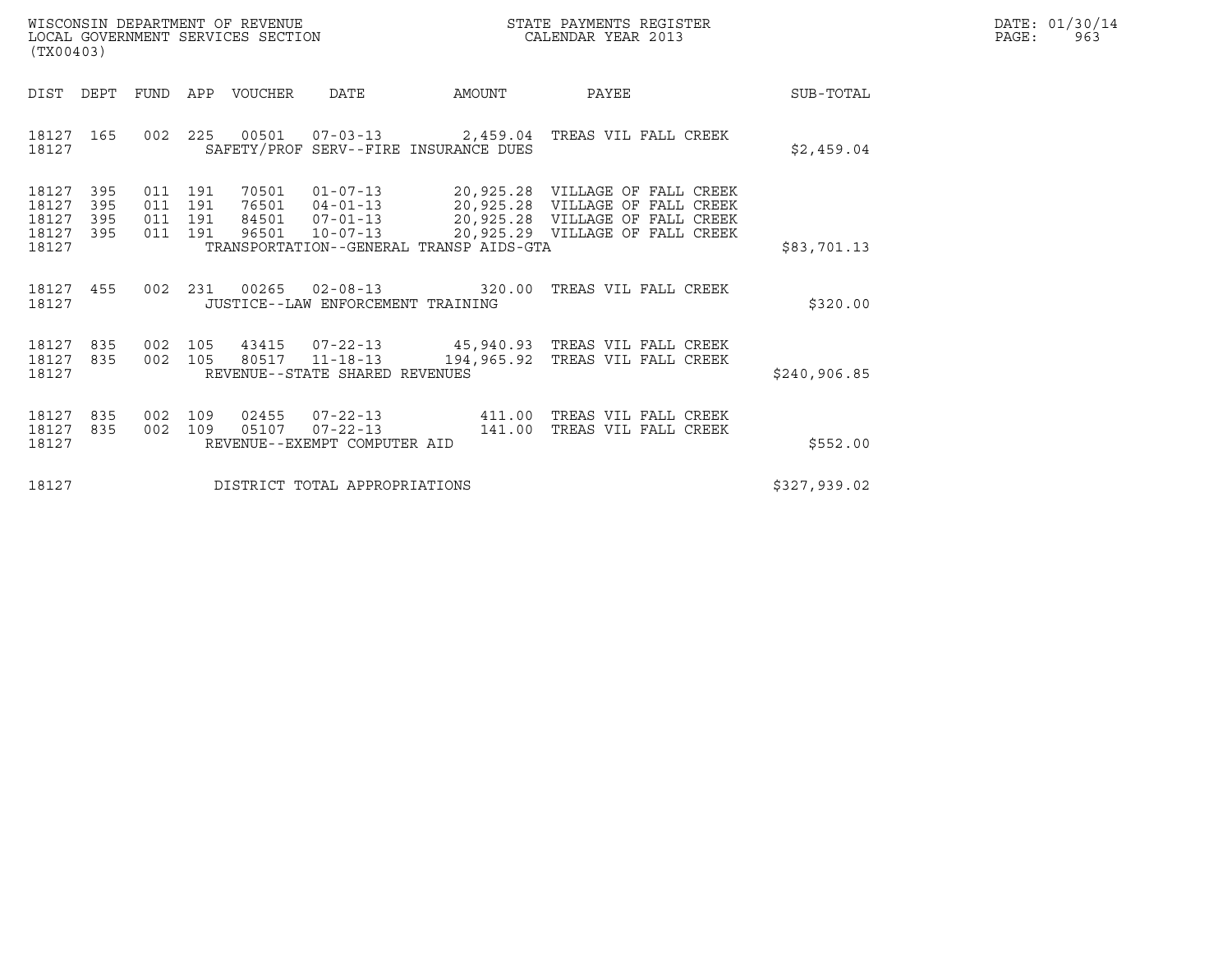WISCONSIN DEPARTMENT OF REVENUE
LOCAL GOVERNMENT SERVICES SECTION
(TX00403)

STATE PAYMENTS REGISTER
CALENDAR YEAR 2013

DATE: 01/30/14
PAGE: 963

| DIST | DEPT | FUND | APP | VOUCHER | DATE | AMOUNT | PAYEE | SUB-TOTAL |
|---|---|---|---|---|---|---|---|---|
| 18127 | 165 | 002 | 225 | 00501 | 07-03-13 | 2,459.04 | TREAS VIL FALL CREEK | |
| 18127 | | | | SAFETY/PROF SERV--FIRE INSURANCE DUES | | | | $2,459.04 |
| 18127 | 395 | 011 | 191 | 70501 | 01-07-13 | 20,925.28 | VILLAGE OF FALL CREEK | |
| 18127 | 395 | 011 | 191 | 76501 | 04-01-13 | 20,925.28 | VILLAGE OF FALL CREEK | |
| 18127 | 395 | 011 | 191 | 84501 | 07-01-13 | 20,925.28 | VILLAGE OF FALL CREEK | |
| 18127 | 395 | 011 | 191 | 96501 | 10-07-13 | 20,925.29 | VILLAGE OF FALL CREEK | |
| 18127 | | | | TRANSPORTATION--GENERAL TRANSP AIDS-GTA | | | | $83,701.13 |
| 18127 | 455 | 002 | 231 | 00265 | 02-08-13 | 320.00 | TREAS VIL FALL CREEK | |
| 18127 | | | | JUSTICE--LAW ENFORCEMENT TRAINING | | | | $320.00 |
| 18127 | 835 | 002 | 105 | 43415 | 07-22-13 | 45,940.93 | TREAS VIL FALL CREEK | |
| 18127 | 835 | 002 | 105 | 80517 | 11-18-13 | 194,965.92 | TREAS VIL FALL CREEK | |
| 18127 | | | | REVENUE--STATE SHARED REVENUES | | | | $240,906.85 |
| 18127 | 835 | 002 | 109 | 02455 | 07-22-13 | 411.00 | TREAS VIL FALL CREEK | |
| 18127 | 835 | 002 | 109 | 05107 | 07-22-13 | 141.00 | TREAS VIL FALL CREEK | |
| 18127 | | | | REVENUE--EXEMPT COMPUTER AID | | | | $552.00 |
| 18127 | | | | DISTRICT TOTAL APPROPRIATIONS | | | | $327,939.02 |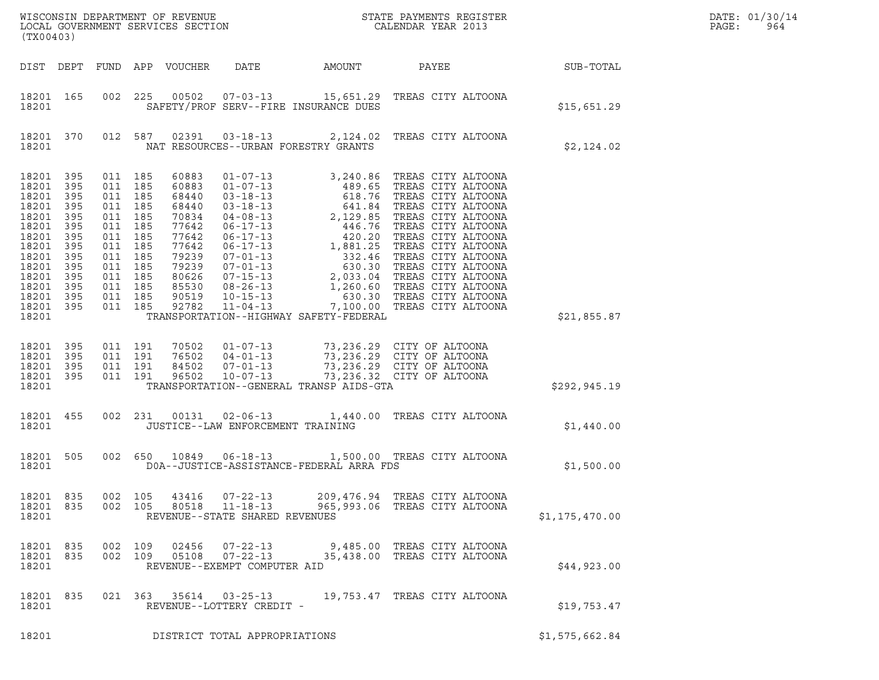WISCONSIN DEPARTMENT OF REVENUE
LOCAL GOVERNMENT SERVICES SECTION
(TX00403)

STATE PAYMENTS REGISTER
CALENDAR YEAR 2013

DATE: 01/30/14
PAGE: 964

| DIST | DEPT | FUND | APP | VOUCHER | DATE | AMOUNT | PAYEE | SUB-TOTAL |
|---|---|---|---|---|---|---|---|---|
| 18201 | 165 | 002 | 225 | 00502 | 07-03-13 | 15,651.29 | TREAS CITY ALTOONA | |
| 18201 | | | | | SAFETY/PROF SERV--FIRE INSURANCE DUES | | | $15,651.29 |
| 18201 | 370 | 012 | 587 | 02391 | 03-18-13 | 2,124.02 | TREAS CITY ALTOONA | |
| 18201 | | | | | NAT RESOURCES--URBAN FORESTRY GRANTS | | | $2,124.02 |
| 18201 | 395 | 011 | 185 | 60883 | 01-07-13 | 3,240.86 | TREAS CITY ALTOONA | |
| 18201 | 395 | 011 | 185 | 60883 | 01-07-13 | 489.65 | TREAS CITY ALTOONA | |
| 18201 | 395 | 011 | 185 | 68440 | 03-18-13 | 618.76 | TREAS CITY ALTOONA | |
| 18201 | 395 | 011 | 185 | 68440 | 03-18-13 | 641.84 | TREAS CITY ALTOONA | |
| 18201 | 395 | 011 | 185 | 70834 | 04-08-13 | 2,129.85 | TREAS CITY ALTOONA | |
| 18201 | 395 | 011 | 185 | 77642 | 06-17-13 | 446.76 | TREAS CITY ALTOONA | |
| 18201 | 395 | 011 | 185 | 77642 | 06-17-13 | 420.20 | TREAS CITY ALTOONA | |
| 18201 | 395 | 011 | 185 | 77642 | 06-17-13 | 1,881.25 | TREAS CITY ALTOONA | |
| 18201 | 395 | 011 | 185 | 79239 | 07-01-13 | 332.46 | TREAS CITY ALTOONA | |
| 18201 | 395 | 011 | 185 | 79239 | 07-01-13 | 630.30 | TREAS CITY ALTOONA | |
| 18201 | 395 | 011 | 185 | 80626 | 07-15-13 | 2,033.04 | TREAS CITY ALTOONA | |
| 18201 | 395 | 011 | 185 | 85530 | 08-26-13 | 1,260.60 | TREAS CITY ALTOONA | |
| 18201 | 395 | 011 | 185 | 90519 | 10-15-13 | 630.30 | TREAS CITY ALTOONA | |
| 18201 | 395 | 011 | 185 | 92782 | 11-04-13 | 7,100.00 | TREAS CITY ALTOONA | |
| 18201 | | | | | TRANSPORTATION--HIGHWAY SAFETY-FEDERAL | | | $21,855.87 |
| 18201 | 395 | 011 | 191 | 70502 | 01-07-13 | 73,236.29 | CITY OF ALTOONA | |
| 18201 | 395 | 011 | 191 | 76502 | 04-01-13 | 73,236.29 | CITY OF ALTOONA | |
| 18201 | 395 | 011 | 191 | 84502 | 07-01-13 | 73,236.29 | CITY OF ALTOONA | |
| 18201 | 395 | 011 | 191 | 96502 | 10-07-13 | 73,236.32 | CITY OF ALTOONA | |
| 18201 | | | | | TRANSPORTATION--GENERAL TRANSP AIDS-GTA | | | $292,945.19 |
| 18201 | 455 | 002 | 231 | 00131 | 02-06-13 | 1,440.00 | TREAS CITY ALTOONA | |
| 18201 | | | | | JUSTICE--LAW ENFORCEMENT TRAINING | | | $1,440.00 |
| 18201 | 505 | 002 | 650 | 10849 | 06-18-13 | 1,500.00 | TREAS CITY ALTOONA | |
| 18201 | | | | | DOA--JUSTICE-ASSISTANCE-FEDERAL ARRA FDS | | | $1,500.00 |
| 18201 | 835 | 002 | 105 | 43416 | 07-22-13 | 209,476.94 | TREAS CITY ALTOONA | |
| 18201 | 835 | 002 | 105 | 80518 | 11-18-13 | 965,993.06 | TREAS CITY ALTOONA | |
| 18201 | | | | | REVENUE--STATE SHARED REVENUES | | | $1,175,470.00 |
| 18201 | 835 | 002 | 109 | 02456 | 07-22-13 | 9,485.00 | TREAS CITY ALTOONA | |
| 18201 | 835 | 002 | 109 | 05108 | 07-22-13 | 35,438.00 | TREAS CITY ALTOONA | |
| 18201 | | | | | REVENUE--EXEMPT COMPUTER AID | | | $44,923.00 |
| 18201 | 835 | 021 | 363 | 35614 | 03-25-13 | 19,753.47 | TREAS CITY ALTOONA | |
| 18201 | | | | | REVENUE--LOTTERY CREDIT - | | | $19,753.47 |
| 18201 | | | | | DISTRICT TOTAL APPROPRIATIONS | | | $1,575,662.84 |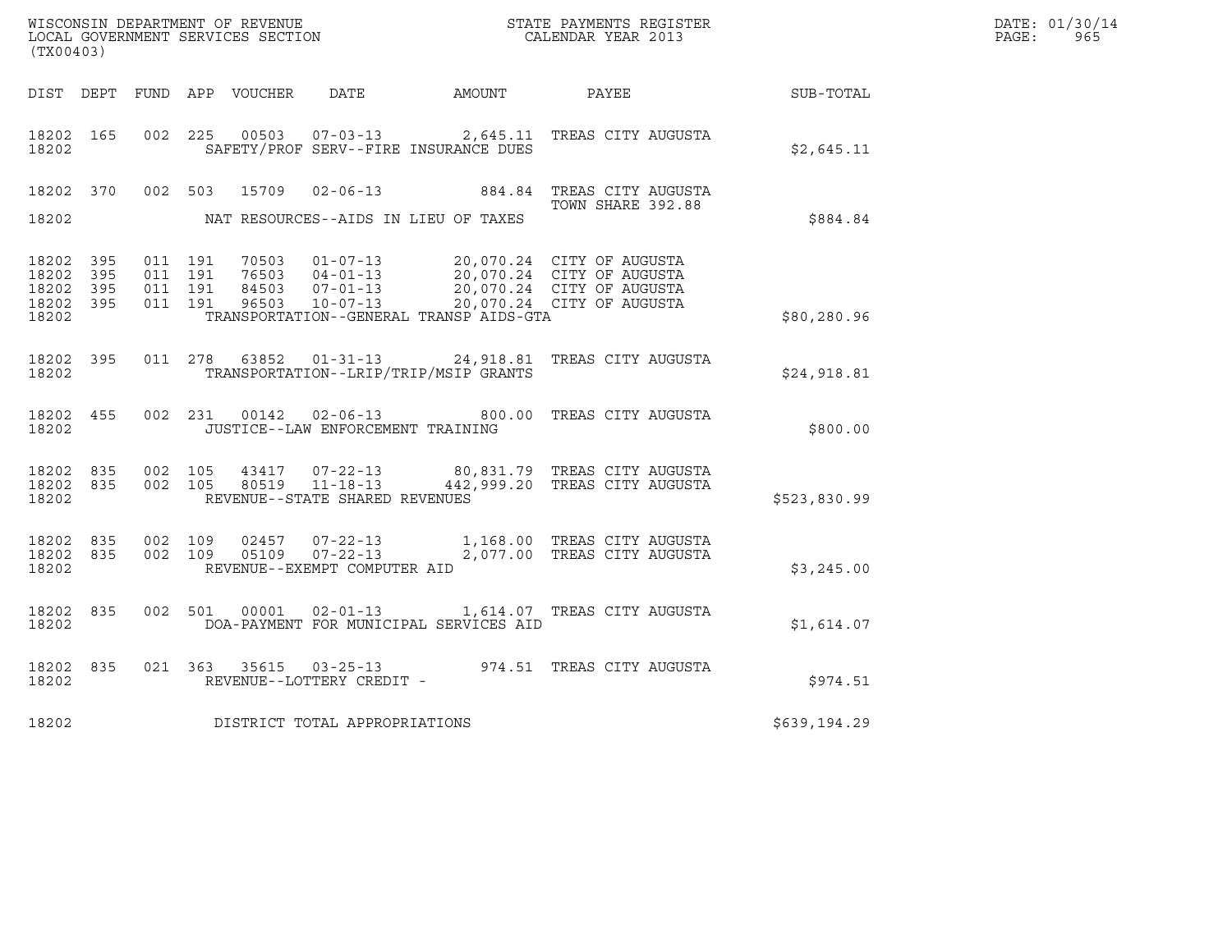WISCONSIN DEPARTMENT OF REVENUE
LOCAL GOVERNMENT SERVICES SECTION
(TX00403)

STATE PAYMENTS REGISTER
CALENDAR YEAR 2013

DATE: 01/30/14
PAGE: 965

| DIST | DEPT | FUND | APP | VOUCHER | DATE | AMOUNT | PAYEE | SUB-TOTAL |
|---|---|---|---|---|---|---|---|---|
| 18202 | 165 | 002 | 225 | 00503 | 07-03-13 | 2,645.11 | TREAS CITY AUGUSTA | |
| 18202 | | | | | SAFETY/PROF SERV--FIRE INSURANCE DUES | | | $2,645.11 |
| 18202 | 370 | 002 | 503 | 15709 | 02-06-13 | 884.84 | TREAS CITY AUGUSTA TOWN SHARE 392.88 | |
| 18202 | | | | | NAT RESOURCES--AIDS IN LIEU OF TAXES | | | $884.84 |
| 18202 | 395 | 011 | 191 | 70503 | 01-07-13 | 20,070.24 | CITY OF AUGUSTA | |
| 18202 | 395 | 011 | 191 | 76503 | 04-01-13 | 20,070.24 | CITY OF AUGUSTA | |
| 18202 | 395 | 011 | 191 | 84503 | 07-01-13 | 20,070.24 | CITY OF AUGUSTA | |
| 18202 | 395 | 011 | 191 | 96503 | 10-07-13 | 20,070.24 | CITY OF AUGUSTA | |
| 18202 | | | | | TRANSPORTATION--GENERAL TRANSP AIDS-GTA | | | $80,280.96 |
| 18202 | 395 | 011 | 278 | 63852 | 01-31-13 | 24,918.81 | TREAS CITY AUGUSTA | |
| 18202 | | | | | TRANSPORTATION--LRIP/TRIP/MSIP GRANTS | | | $24,918.81 |
| 18202 | 455 | 002 | 231 | 00142 | 02-06-13 | 800.00 | TREAS CITY AUGUSTA | |
| 18202 | | | | | JUSTICE--LAW ENFORCEMENT TRAINING | | | $800.00 |
| 18202 | 835 | 002 | 105 | 43417 | 07-22-13 | 80,831.79 | TREAS CITY AUGUSTA | |
| 18202 | 835 | 002 | 105 | 80519 | 11-18-13 | 442,999.20 | TREAS CITY AUGUSTA | |
| 18202 | | | | | REVENUE--STATE SHARED REVENUES | | | $523,830.99 |
| 18202 | 835 | 002 | 109 | 02457 | 07-22-13 | 1,168.00 | TREAS CITY AUGUSTA | |
| 18202 | 835 | 002 | 109 | 05109 | 07-22-13 | 2,077.00 | TREAS CITY AUGUSTA | |
| 18202 | | | | | REVENUE--EXEMPT COMPUTER AID | | | $3,245.00 |
| 18202 | 835 | 002 | 501 | 00001 | 02-01-13 | 1,614.07 | TREAS CITY AUGUSTA | |
| 18202 | | | | | DOA-PAYMENT FOR MUNICIPAL SERVICES AID | | | $1,614.07 |
| 18202 | 835 | 021 | 363 | 35615 | 03-25-13 | 974.51 | TREAS CITY AUGUSTA | |
| 18202 | | | | | REVENUE--LOTTERY CREDIT - | | | $974.51 |
| 18202 | | | | | DISTRICT TOTAL APPROPRIATIONS | | | $639,194.29 |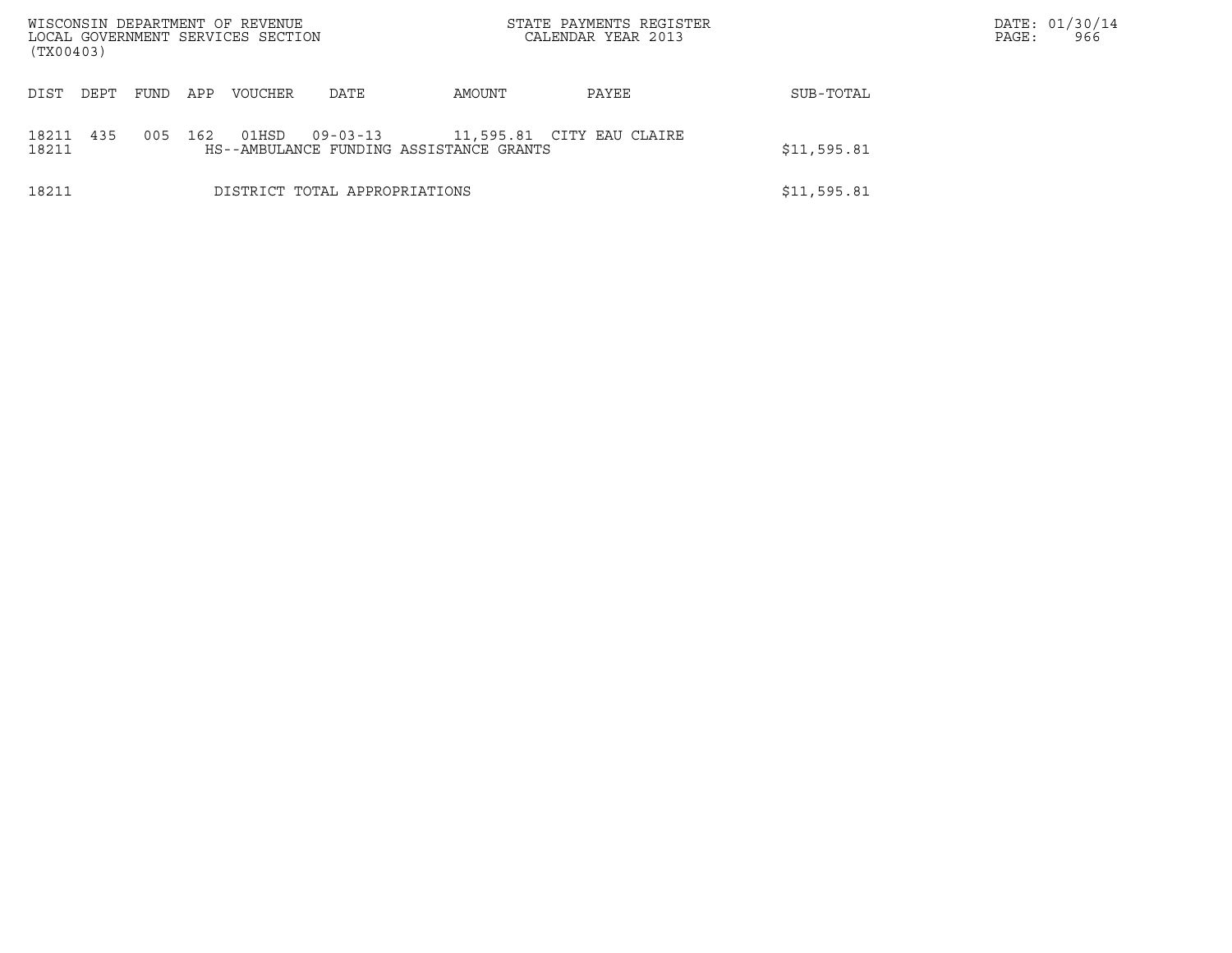WISCONSIN DEPARTMENT OF REVENUE
LOCAL GOVERNMENT SERVICES SECTION
(TX00403)

STATE PAYMENTS REGISTER
CALENDAR YEAR 2013

DATE: 01/30/14

| DIST | DEPT | FUND | APP | VOUCHER | DATE | AMOUNT | PAYEE | SUB-TOTAL |
|---|---|---|---|---|---|---|---|---|
| 18211 | 435 | 005 | 162 | 01HSD | 09-03-13 | 11,595.81 | CITY EAU CLAIRE | |
| 18211 | | | | HS--AMBULANCE FUNDING ASSISTANCE GRANTS | | | | $11,595.81 |
| 18211 | | | | DISTRICT TOTAL APPROPRIATIONS | | | | $11,595.81 |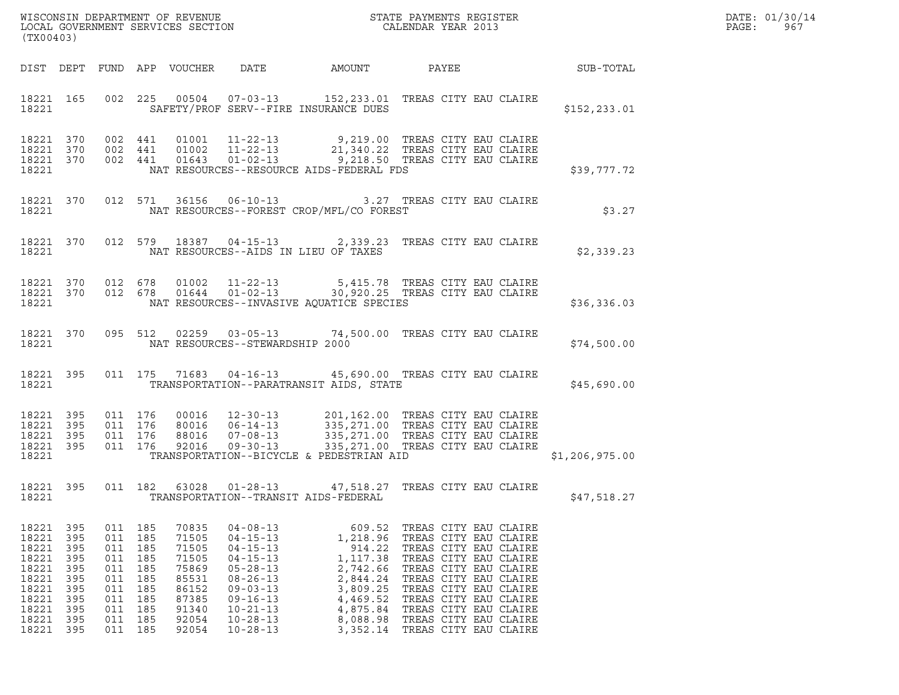WISCONSIN DEPARTMENT OF REVENUE
LOCAL GOVERNMENT SERVICES SECTION
(TX00403)

STATE PAYMENTS REGISTER
CALENDAR YEAR 2013

DATE: 01/30/14
PAGE: 967

| DIST | DEPT | FUND | APP | VOUCHER | DATE | AMOUNT | PAYEE | SUB-TOTAL |
|---|---|---|---|---|---|---|---|---|
| 18221 | 165 | 002 | 225 | 00504 | 07-03-13 | 152,233.01 | TREAS CITY EAU CLAIRE | |
| 18221 | | | | | SAFETY/PROF SERV--FIRE INSURANCE DUES | | | $152,233.01 |
| 18221 | 370 | 002 | 441 | 01001 | 11-22-13 | 9,219.00 | TREAS CITY EAU CLAIRE | |
| 18221 | 370 | 002 | 441 | 01002 | 11-22-13 | 21,340.22 | TREAS CITY EAU CLAIRE | |
| 18221 | 370 | 002 | 441 | 01643 | 01-02-13 | 9,218.50 | TREAS CITY EAU CLAIRE | |
| 18221 | | | | | NAT RESOURCES--RESOURCE AIDS-FEDERAL FDS | | | $39,777.72 |
| 18221 | 370 | 012 | 571 | 36156 | 06-10-13 | 3.27 | TREAS CITY EAU CLAIRE | |
| 18221 | | | | | NAT RESOURCES--FOREST CROP/MFL/CO FOREST | | | $3.27 |
| 18221 | 370 | 012 | 579 | 18387 | 04-15-13 | 2,339.23 | TREAS CITY EAU CLAIRE | |
| 18221 | | | | | NAT RESOURCES--AIDS IN LIEU OF TAXES | | | $2,339.23 |
| 18221 | 370 | 012 | 678 | 01002 | 11-22-13 | 5,415.78 | TREAS CITY EAU CLAIRE | |
| 18221 | 370 | 012 | 678 | 01644 | 01-02-13 | 30,920.25 | TREAS CITY EAU CLAIRE | |
| 18221 | | | | | NAT RESOURCES--INVASIVE AQUATICE SPECIES | | | $36,336.03 |
| 18221 | 370 | 095 | 512 | 02259 | 03-05-13 | 74,500.00 | TREAS CITY EAU CLAIRE | |
| 18221 | | | | | NAT RESOURCES--STEWARDSHIP 2000 | | | $74,500.00 |
| 18221 | 395 | 011 | 175 | 71683 | 04-16-13 | 45,690.00 | TREAS CITY EAU CLAIRE | |
| 18221 | | | | | TRANSPORTATION--PARATRANSIT AIDS, STATE | | | $45,690.00 |
| 18221 | 395 | 011 | 176 | 00016 | 12-30-13 | 201,162.00 | TREAS CITY EAU CLAIRE | |
| 18221 | 395 | 011 | 176 | 80016 | 06-14-13 | 335,271.00 | TREAS CITY EAU CLAIRE | |
| 18221 | 395 | 011 | 176 | 88016 | 07-08-13 | 335,271.00 | TREAS CITY EAU CLAIRE | |
| 18221 | 395 | 011 | 176 | 92016 | 09-30-13 | 335,271.00 | TREAS CITY EAU CLAIRE | |
| 18221 | | | | | TRANSPORTATION--BICYCLE & PEDESTRIAN AID | | | $1,206,975.00 |
| 18221 | 395 | 011 | 182 | 63028 | 01-28-13 | 47,518.27 | TREAS CITY EAU CLAIRE | |
| 18221 | | | | | TRANSPORTATION--TRANSIT AIDS-FEDERAL | | | $47,518.27 |
| 18221 | 395 | 011 | 185 | 70835 | 04-08-13 | 609.52 | TREAS CITY EAU CLAIRE | |
| 18221 | 395 | 011 | 185 | 71505 | 04-15-13 | 1,218.96 | TREAS CITY EAU CLAIRE | |
| 18221 | 395 | 011 | 185 | 71505 | 04-15-13 | 914.22 | TREAS CITY EAU CLAIRE | |
| 18221 | 395 | 011 | 185 | 71505 | 04-15-13 | 1,117.38 | TREAS CITY EAU CLAIRE | |
| 18221 | 395 | 011 | 185 | 75869 | 05-28-13 | 2,742.66 | TREAS CITY EAU CLAIRE | |
| 18221 | 395 | 011 | 185 | 85531 | 08-26-13 | 2,844.24 | TREAS CITY EAU CLAIRE | |
| 18221 | 395 | 011 | 185 | 86152 | 09-03-13 | 3,809.25 | TREAS CITY EAU CLAIRE | |
| 18221 | 395 | 011 | 185 | 87385 | 09-16-13 | 4,469.52 | TREAS CITY EAU CLAIRE | |
| 18221 | 395 | 011 | 185 | 91340 | 10-21-13 | 4,875.84 | TREAS CITY EAU CLAIRE | |
| 18221 | 395 | 011 | 185 | 92054 | 10-28-13 | 8,088.98 | TREAS CITY EAU CLAIRE | |
| 18221 | 395 | 011 | 185 | 92054 | 10-28-13 | 3,352.14 | TREAS CITY EAU CLAIRE | |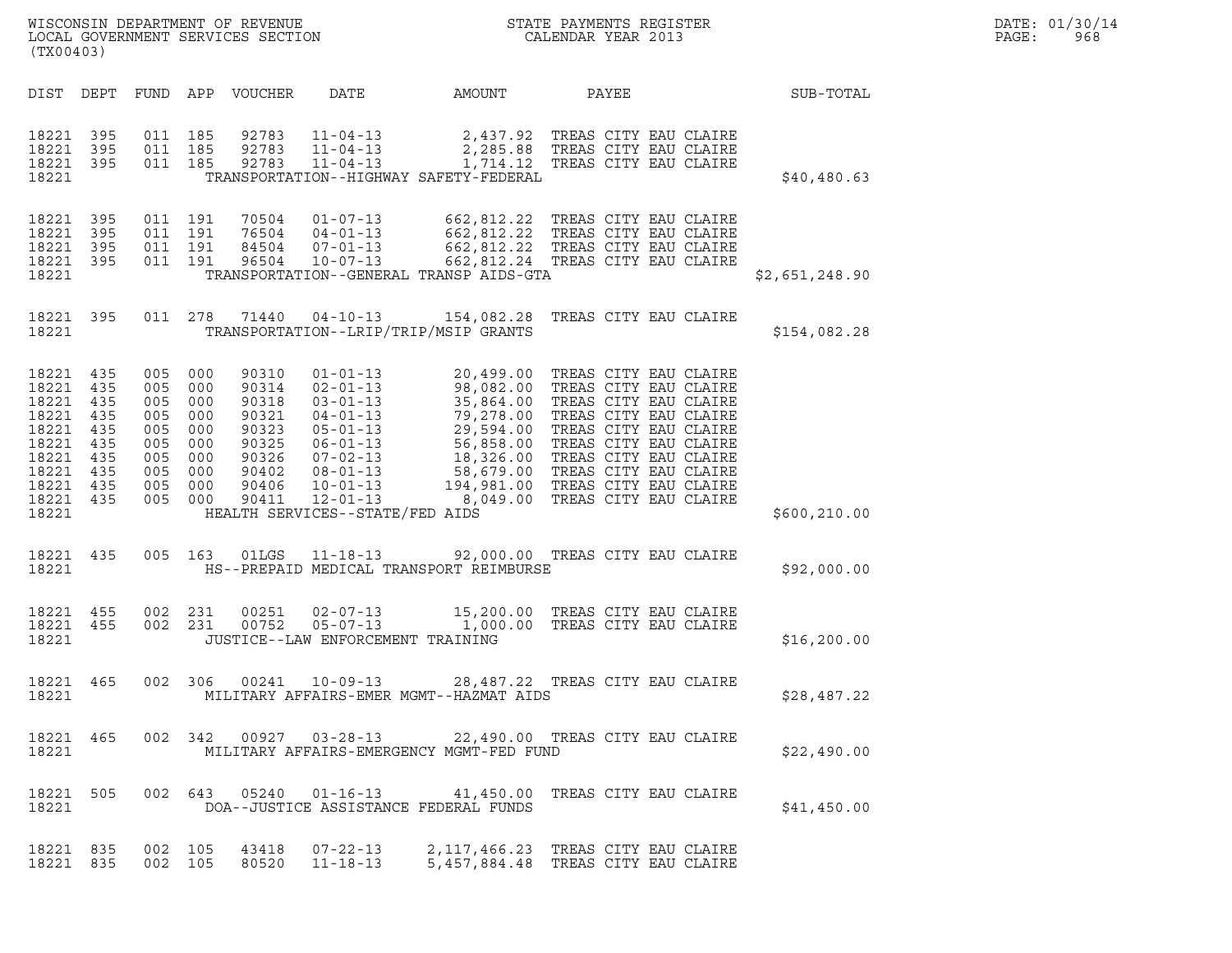WISCONSIN DEPARTMENT OF REVENUE
LOCAL GOVERNMENT SERVICES SECTION
(TX00403)

STATE PAYMENTS REGISTER
CALENDAR YEAR 2013

DATE: 01/30/14
PAGE: 968

| DIST | DEPT | FUND | APP | VOUCHER | DATE | AMOUNT | PAYEE | SUB-TOTAL |
|---|---|---|---|---|---|---|---|---|
| 18221 | 395 | 011 | 185 | 92783 | 11-04-13 | 2,437.92 | TREAS CITY EAU CLAIRE | |
| 18221 | 395 | 011 | 185 | 92783 | 11-04-13 | 2,285.88 | TREAS CITY EAU CLAIRE | |
| 18221 | 395 | 011 | 185 | 92783 | 11-04-13 | 1,714.12 | TREAS CITY EAU CLAIRE | |
| 18221 | | | | TRANSPORTATION--HIGHWAY SAFETY-FEDERAL | | | | $40,480.63 |
| 18221 | 395 | 011 | 191 | 70504 | 01-07-13 | 662,812.22 | TREAS CITY EAU CLAIRE | |
| 18221 | 395 | 011 | 191 | 76504 | 04-01-13 | 662,812.22 | TREAS CITY EAU CLAIRE | |
| 18221 | 395 | 011 | 191 | 84504 | 07-01-13 | 662,812.22 | TREAS CITY EAU CLAIRE | |
| 18221 | 395 | 011 | 191 | 96504 | 10-07-13 | 662,812.24 | TREAS CITY EAU CLAIRE | |
| 18221 | | | | TRANSPORTATION--GENERAL TRANSP AIDS-GTA | | | | $2,651,248.90 |
| 18221 | 395 | 011 | 278 | 71440 | 04-10-13 | 154,082.28 | TREAS CITY EAU CLAIRE | |
| 18221 | | | | TRANSPORTATION--LRIP/TRIP/MSIP GRANTS | | | | $154,082.28 |
| 18221 | 435 | 005 | 000 | 90310 | 01-01-13 | 20,499.00 | TREAS CITY EAU CLAIRE | |
| 18221 | 435 | 005 | 000 | 90314 | 02-01-13 | 98,082.00 | TREAS CITY EAU CLAIRE | |
| 18221 | 435 | 005 | 000 | 90318 | 03-01-13 | 35,864.00 | TREAS CITY EAU CLAIRE | |
| 18221 | 435 | 005 | 000 | 90321 | 04-01-13 | 79,278.00 | TREAS CITY EAU CLAIRE | |
| 18221 | 435 | 005 | 000 | 90323 | 05-01-13 | 29,594.00 | TREAS CITY EAU CLAIRE | |
| 18221 | 435 | 005 | 000 | 90325 | 06-01-13 | 56,858.00 | TREAS CITY EAU CLAIRE | |
| 18221 | 435 | 005 | 000 | 90326 | 07-02-13 | 18,326.00 | TREAS CITY EAU CLAIRE | |
| 18221 | 435 | 005 | 000 | 90402 | 08-01-13 | 58,679.00 | TREAS CITY EAU CLAIRE | |
| 18221 | 435 | 005 | 000 | 90406 | 10-01-13 | 194,981.00 | TREAS CITY EAU CLAIRE | |
| 18221 | 435 | 005 | 000 | 90411 | 12-01-13 | 8,049.00 | TREAS CITY EAU CLAIRE | |
| 18221 | | | | HEALTH SERVICES--STATE/FED AIDS | | | | $600,210.00 |
| 18221 | 435 | 005 | 163 | 01LGS | 11-18-13 | 92,000.00 | TREAS CITY EAU CLAIRE | |
| 18221 | | | | HS--PREPAID MEDICAL TRANSPORT REIMBURSE | | | | $92,000.00 |
| 18221 | 455 | 002 | 231 | 00251 | 02-07-13 | 15,200.00 | TREAS CITY EAU CLAIRE | |
| 18221 | 455 | 002 | 231 | 00752 | 05-07-13 | 1,000.00 | TREAS CITY EAU CLAIRE | |
| 18221 | | | | JUSTICE--LAW ENFORCEMENT TRAINING | | | | $16,200.00 |
| 18221 | 465 | 002 | 306 | 00241 | 10-09-13 | 28,487.22 | TREAS CITY EAU CLAIRE | |
| 18221 | | | | MILITARY AFFAIRS-EMER MGMT--HAZMAT AIDS | | | | $28,487.22 |
| 18221 | 465 | 002 | 342 | 00927 | 03-28-13 | 22,490.00 | TREAS CITY EAU CLAIRE | |
| 18221 | | | | MILITARY AFFAIRS-EMERGENCY MGMT-FED FUND | | | | $22,490.00 |
| 18221 | 505 | 002 | 643 | 05240 | 01-16-13 | 41,450.00 | TREAS CITY EAU CLAIRE | |
| 18221 | | | | DOA--JUSTICE ASSISTANCE FEDERAL FUNDS | | | | $41,450.00 |
| 18221 | 835 | 002 | 105 | 43418 | 07-22-13 | 2,117,466.23 | TREAS CITY EAU CLAIRE | |
| 18221 | 835 | 002 | 105 | 80520 | 11-18-13 | 5,457,884.48 | TREAS CITY EAU CLAIRE | |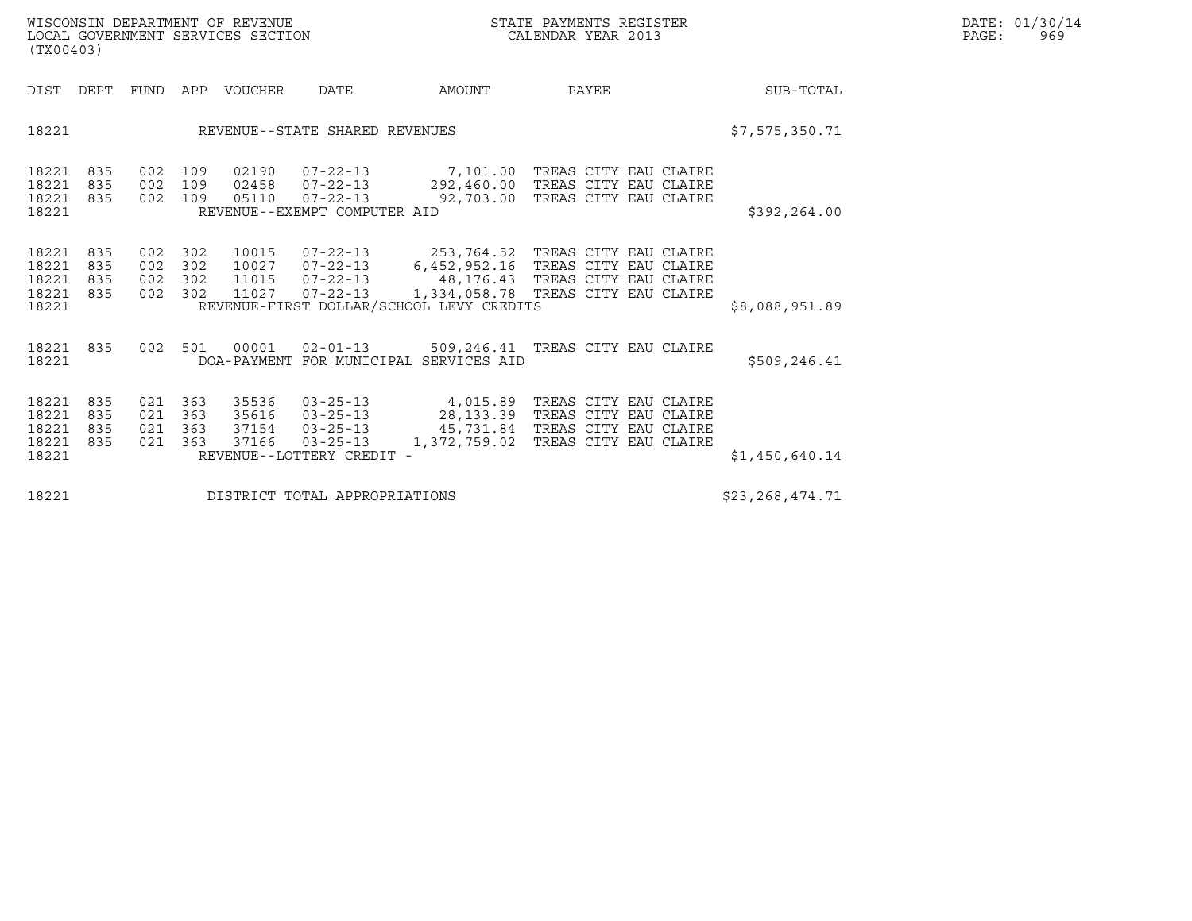WISCONSIN DEPARTMENT OF REVENUE
LOCAL GOVERNMENT SERVICES SECTION
(TX00403)

STATE PAYMENTS REGISTER
CALENDAR YEAR 2013

DATE: 01/30/14
PAGE: 969

| DIST | DEPT | FUND | APP | VOUCHER | DATE | AMOUNT | PAYEE | SUB-TOTAL |
|---|---|---|---|---|---|---|---|---|
| 18221 | | | | REVENUE--STATE SHARED REVENUES | | | | $7,575,350.71 |
| 18221 | 835 | 002 | 109 | 02190 | 07-22-13 | 7,101.00 | TREAS CITY EAU CLAIRE | |
| 18221 | 835 | 002 | 109 | 02458 | 07-22-13 | 292,460.00 | TREAS CITY EAU CLAIRE | |
| 18221 | 835 | 002 | 109 | 05110 | 07-22-13 | 92,703.00 | TREAS CITY EAU CLAIRE | |
| 18221 | | | | REVENUE--EXEMPT COMPUTER AID | | | | $392,264.00 |
| 18221 | 835 | 002 | 302 | 10015 | 07-22-13 | 253,764.52 | TREAS CITY EAU CLAIRE | |
| 18221 | 835 | 002 | 302 | 10027 | 07-22-13 | 6,452,952.16 | TREAS CITY EAU CLAIRE | |
| 18221 | 835 | 002 | 302 | 11015 | 07-22-13 | 48,176.43 | TREAS CITY EAU CLAIRE | |
| 18221 | 835 | 002 | 302 | 11027 | 07-22-13 | 1,334,058.78 | TREAS CITY EAU CLAIRE | |
| 18221 | | | | REVENUE-FIRST DOLLAR/SCHOOL LEVY CREDITS | | | | $8,088,951.89 |
| 18221 | 835 | 002 | 501 | 00001 | 02-01-13 | 509,246.41 | TREAS CITY EAU CLAIRE | |
| 18221 | | | | DOA-PAYMENT FOR MUNICIPAL SERVICES AID | | | | $509,246.41 |
| 18221 | 835 | 021 | 363 | 35536 | 03-25-13 | 4,015.89 | TREAS CITY EAU CLAIRE | |
| 18221 | 835 | 021 | 363 | 35616 | 03-25-13 | 28,133.39 | TREAS CITY EAU CLAIRE | |
| 18221 | 835 | 021 | 363 | 37154 | 03-25-13 | 45,731.84 | TREAS CITY EAU CLAIRE | |
| 18221 | 835 | 021 | 363 | 37166 | 03-25-13 | 1,372,759.02 | TREAS CITY EAU CLAIRE | |
| 18221 | | | | REVENUE--LOTTERY CREDIT - | | | | $1,450,640.14 |
| 18221 | | | | DISTRICT TOTAL APPROPRIATIONS | | | | $23,268,474.71 |